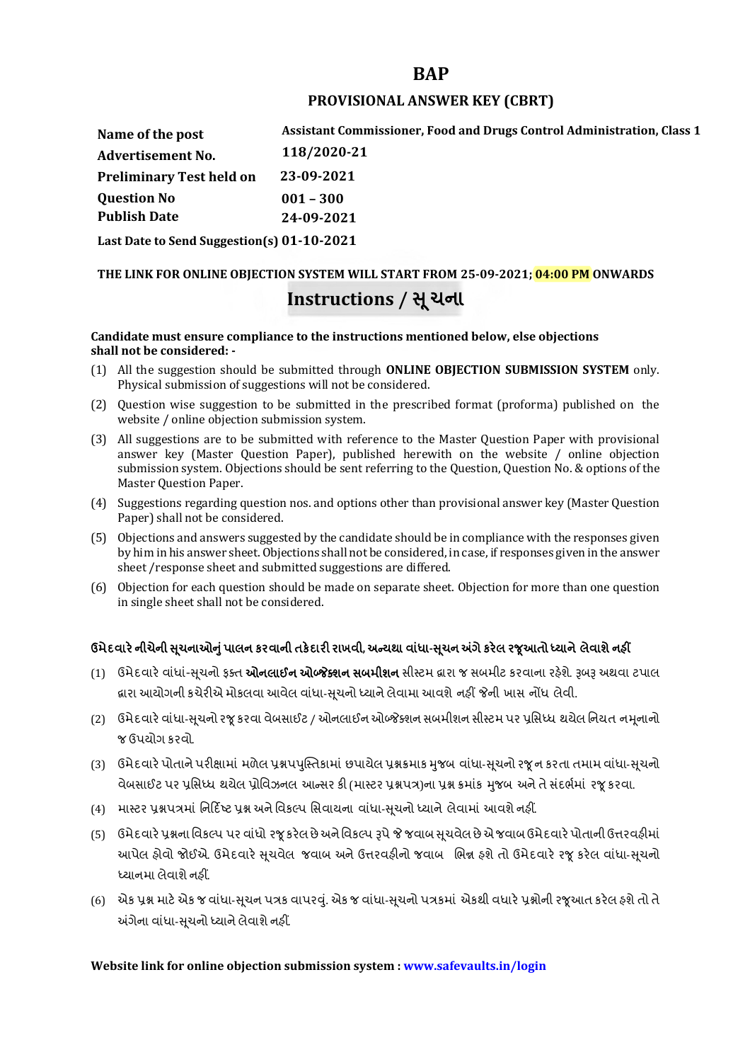# BAP

## PROVISIONAL ANSWER KEY (CBRT)

| | |
|---|---|
| **Name of the post** | **Assistant Commissioner, Food and Drugs Control Administration, Class 1** |
| **Advertisement No.** | **118/2020-21** |
| **Preliminary Test held on** | **23-09-2021** |
| **Question No** | **001 – 300** |
| **Publish Date** | **24-09-2021** |
| **Last Date to Send Suggestion(s)** | **01-10-2021** |

**THE LINK FOR ONLINE OBJECTION SYSTEM WILL START FROM 25-09-2021; 04:00 PM ONWARDS**

## Instructions / સૂચના

**Candidate must ensure compliance to the instructions mentioned below, else objections shall not be considered: -**

(1) All the suggestion should be submitted through **ONLINE OBJECTION SUBMISSION SYSTEM** only. Physical submission of suggestions will not be considered.

(2) Question wise suggestion to be submitted in the prescribed format (proforma) published on the website / online objection submission system.

(3) All suggestions are to be submitted with reference to the Master Question Paper with provisional answer key (Master Question Paper), published herewith on the website / online objection submission system. Objections should be sent referring to the Question, Question No. & options of the Master Question Paper.

(4) Suggestions regarding question nos. and options other than provisional answer key (Master Question Paper) shall not be considered.

(5) Objections and answers suggested by the candidate should be in compliance with the responses given by him in his answer sheet. Objections shall not be considered, in case, if responses given in the answer sheet /response sheet and submitted suggestions are differed.

(6) Objection for each question should be made on separate sheet. Objection for more than one question in single sheet shall not be considered.

**ઉમેદવારે નીચેની સૂચનાઓનું પાલન કરવાની તકેદારી રાખવી, અન્યથા વાંધા-સૂચન અંગે કરેલ રજૂઆતો ધ્યાને લેવાશે નહીં**

(1) ઉમેદવારે વાંધાં-સૂચનો ફક્ત **ઓનલાઈન ઓબ્જેક્શન સબમીશન** સીસ્ટમ દ્વારા જ સબમીટ કરવાના રહેશે. રૂબરૂ અથવા ટપાલ દ્વારા આયોગની કચેરીએ મોકલવા આવેલ વાંધા-સૂચનો ધ્યાને લેવામા આવશે નહીં જેની ખાસ નોંધ લેવી.

(2) ઉમેદવારે વાંધા-સૂચનો રજૂ કરવા વેબસાઈટ / ઓનલાઈન ઓબ્જેક્શન સબમીશન સીસ્ટમ પર પ્રસિધ્ધ થયેલ નિયત નમૂનાનો જ ઉપયોગ કરવો.

(3) ઉમેદવારે પોતાને પરીક્ષામાં મળેલ પ્રશ્નપપુસ્તિકામાં છપાયેલ પ્રશ્નક્રમાક મુજબ વાંધા-સૂચનો રજૂ ન કરતા તમામ વાંધા-સૂચનો વેબસાઈટ પર પ્રસિધ્ધ થયેલ પ્રોવિઝનલ આન્સર કી (માસ્ટર પ્રશ્નપત્ર)ના પ્રશ્ન ક્રમાંક મુજબ અને તે સંદર્ભમાં રજૂ કરવા.

(4) માસ્ટર પ્રશ્નપત્રમાં નિર્દિષ્ટ પ્રશ્ન અને વિકલ્પ સિવાયના વાંધા-સૂચનો ધ્યાને લેવામાં આવશે નહીં.

(5) ઉમેદવારે પ્રશ્નના વિકલ્પ પર વાંધો રજૂ કરેલ છે અને વિકલ્પ રૂપે જે જવાબ સૂચવેલ છે એ જવાબ ઉમેદવારે પોતાની ઉત્તરવહીમાં આપેલ હોવો જોઈએ. ઉમેદવારે સૂચવેલ જવાબ અને ઉત્તરવહીનો જવાબ ભિન્ન હશે તો ઉમેદવારે રજૂ કરેલ વાંધા-સૂચનો ધ્યાનમા લેવાશે નહીં.

(6) એક પ્રશ્ન માટે એક જ વાંધા-સૂચન પત્રક વાપરવું. એક જ વાંધા-સૂચનો પત્રકમાં એકથી વધારે પ્રશ્નોની રજૂઆત કરેલ હશે તો તે અંગેના વાંધા-સૂચનો ધ્યાને લેવાશે નહીં.

**Website link for online objection submission system : www.safevaults.in/login**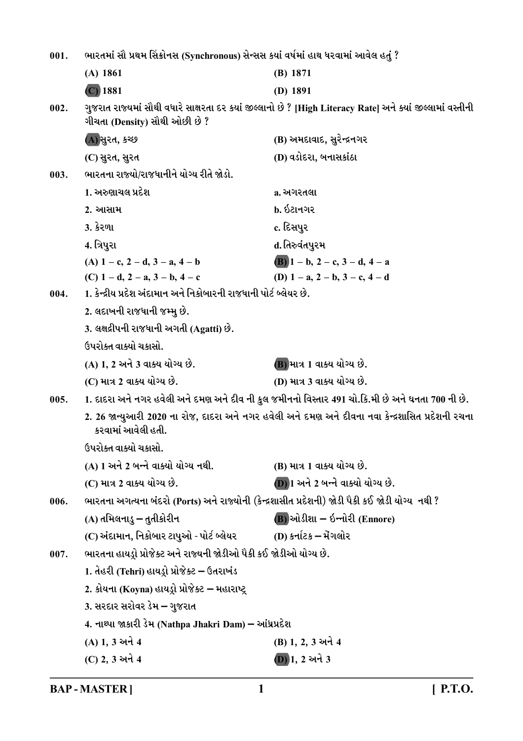001. ભારતમાં સૌ પ્રથમ સિંક્રોનસ (Synchronous) સેન્સસ ક્યાં વર્ષમાં હાથ ધરવામાં આવેલ હતું ?

(A) 1861 (B) 1871

(C) 1881 (D) 1891

002. ગુજરાત રાજ્યમાં સૌથી વધારે સાક્ષરતા દર ક્યાં જીલ્લાનો છે ? [High Literacy Rate] અને ક્યાં જીલ્લામાં વસ્તીની ગીચતા (Density) સૌથી ઓછી છે ?

(A) સુરત, કચ્છ (B) અમદાવાદ, સુરેન્દ્રનગર

(C) સુરત, સુરત (D) વડોદરા, બનાસકાંઠા

003. ભારતના રાજ્યો/રાજધાનીને યોગ્ય રીતે જોડો.

| | |
|---|---|
| 1. અરુણાચલ પ્રદેશ | a. અગરતલા |
| 2. આસામ | b. ઇટાનગર |
| 3. કેરળા | c. દિસપુર |
| 4. ત્રિપુરા | d. તિરુવંતપુરમ |

(A) 1 – c, 2 – d, 3 – a, 4 – b (B) 1 – b, 2 – c, 3 – d, 4 – a

(C) 1 – d, 2 – a, 3 – b, 4 – c (D) 1 – a, 2 – b, 3 – c, 4 – d

004. 1. કેન્દ્રીય પ્રદેશ અંદામાન અને નિકોબારની રાજધાની પોર્ટ બ્લેયર છે.

2. લદાખની રાજધાની જમ્મુ છે.

3. લક્ષદ્રીપની રાજધાની અગતી (Agatti) છે.

ઉપરોક્ત વાક્યો ચકાસો.

(A) 1, 2 અને 3 વાક્ય યોગ્ય છે. (B) માત્ર 1 વાક્ય યોગ્ય છે.

(C) માત્ર 2 વાક્ય યોગ્ય છે. (D) માત્ર 3 વાક્ય યોગ્ય છે.

005. 1. દાદરા અને નગર હવેલી અને દમણ અને દીવ ની કુલ જમીનનો વિસ્તાર 491 ચો.કિ.મી છે અને ઘનતા 700 ની છે.

2. 26 જાન્યુઆરી 2020 ના રોજ, દાદરા અને નગર હવેલી અને દમણ અને દીવના નવા કેન્દ્રશાસિત પ્રદેશની રચના કરવામાં આવેલી હતી.

ઉપરોક્ત વાક્યો ચકાસો.

(A) 1 અને 2 બન્ને વાક્યો યોગ્ય નથી. (B) માત્ર 1 વાક્ય યોગ્ય છે.

(C) માત્ર 2 વાક્ય યોગ્ય છે. (D) 1 અને 2 બન્ને વાક્યો યોગ્ય છે.

006. ભારતના અગત્યના બંદરો (Ports) અને રાજ્યોની (કેન્દ્રશાસીત પ્રદેશની) જોડી પૈકી કઈ જોડી યોગ્ય નથી ?

(A) તમિલનાડુ – તુતીકોરીન (B) ઓડીશા – ઇન્નોરી (Ennore)

(C) અંદામાન, નિકોબાર ટાપુઓ - પોર્ટ બ્લેયર (D) કર્નાટક – મેંગલોર

007. ભારતના હાયડ્રો પ્રોજેક્ટ અને રાજ્યની જોડીઓ પૈકી કઈ જોડીઓ યોગ્ય છે.

1. તેહરી (Tehri) હાયડ્રો પ્રોજેક્ટ – ઉતરાખંડ

2. કોયના (Koyna) હાયડ્રો પ્રોજેક્ટ – મહારાષ્ટ્ર

3. સરદાર સરોવર ડેમ – ગુજરાત

4. નાથ્પા જાકારી ડેમ (Nathpa Jhakri Dam) – આંધ્રપ્રદેશ

(A) 1, 3 અને 4 (B) 1, 2, 3 અને 4

(C) 2, 3 અને 4 (D) 1, 2 અને 3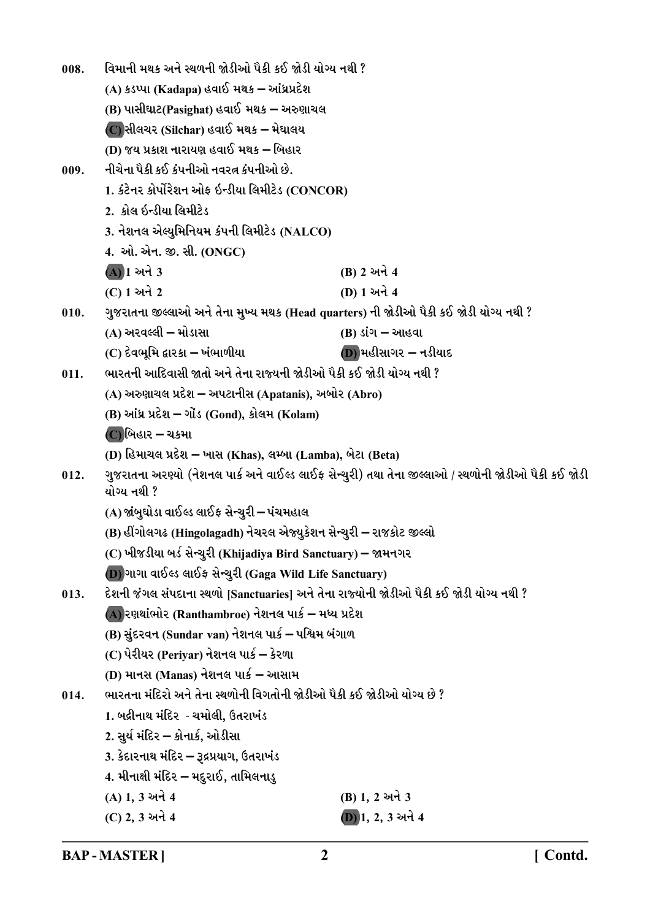008. વિમાની મથક અને સ્થળની જોડીઓ પૈકી કઈ જોડી યોગ્ય નથી ?

(A) કડપ્પા (Kadapa) હવાઈ મથક – આંધ્રપ્રદેશ

(B) પાસીઘાટ(Pasighat) હવાઈ મથક – અરુણાચલ

**(C)** સીલચર (Silchar) હવાઈ મથક – મેઘાલય

(D) જય પ્રકાશ નારાયણ હવાઈ મથક – બિહાર

009. નીચેના પૈકી કઈ કંપનીઓ નવરત્ન કંપનીઓ છે.

1. કંટેનર કોર્પોરેશન ઓફ ઇન્ડીયા લિમીટેડ (CONCOR)
2. કોલ ઇન્ડીયા લિમીટેડ
3. નેશનલ એલ્યુમિનિયમ કંપની લિમીટેડ (NALCO)
4. ઓ. એન. જી. સી. (ONGC)

**(A)** 1 અને 3

(B) 2 અને 4

(C) 1 અને 2

(D) 1 અને 4

010. ગુજરાતના જીલ્લાઓ અને તેના મુખ્ય મથક (Head quarters) ની જોડીઓ પૈકી કઈ જોડી યોગ્ય નથી ?

(A) અરવલ્લી – મોડાસા

(B) ડાંગ – આહવા

(C) દેવભૂમિ દ્વારકા – ખંભાળીયા

**(D)** મહીસાગર – નડીયાદ

011. ભારતની આદિવાસી જાતો અને તેના રાજ્યની જોડીઓ પૈકી કઈ જોડી યોગ્ય નથી ?

(A) અરુણાચલ પ્રદેશ – અપટાનીસ (Apatanis), અબોર (Abro)

(B) આંધ્ર પ્રદેશ – ગોંડ (Gond), કોલમ (Kolam)

**(C)** બિહાર – ચકમા

(D) હિમાચલ પ્રદેશ – ખાસ (Khas), લમ્બા (Lamba), બેટા (Beta)

012. ગુજરાતના અરણ્યો (નેશનલ પાર્ક અને વાઈલ્ડ લાઈફ સેન્ચુરી) તથા તેના જીલ્લાઓ / સ્થળોની જોડીઓ પૈકી કઈ જોડી યોગ્ય નથી ?

(A) જાંબુઘોડા વાઈલ્ડ લાઈફ સેન્ચુરી – પંચમહાલ

(B) હીંગોલગઢ (Hingolagadh) નેચરલ એજ્યુકેશન સેન્ચુરી – રાજકોટ જીલ્લો

(C) ખીજડીયા બર્ડ સેન્ચુરી (Khijadiya Bird Sanctuary) – જામનગર

**(D)** ગાગા વાઈલ્ડ લાઈફ સેન્ચુરી (Gaga Wild Life Sanctuary)

013. દેશની જંગલ સંપદાના સ્થળો [Sanctuaries] અને તેના રાજ્યોની જોડીઓ પૈકી કઈ જોડી યોગ્ય નથી ?

**(A)** રણથાંભોર (Ranthambroe) નેશનલ પાર્ક – મધ્ય પ્રદેશ

(B) સુંદરવન (Sundar van) નેશનલ પાર્ક – પશ્ચિમ બંગાળ

(C) પેરીયર (Periyar) નેશનલ પાર્ક – કેરળા

(D) માનસ (Manas) નેશનલ પાર્ક – આસામ

014. ભારતના મંદિરો અને તેના સ્થળોની વિગતોની જોડીઓ પૈકી કઈ જોડીઓ યોગ્ય છે ?

1. બદ્રીનાથ મંદિર - ચમોલી, ઉતરાખંડ
2. સુર્ય મંદિર – કોનાર્ક, ઓડીસા
3. કેદારનાથ મંદિર – રૂદ્રપ્રયાગ, ઉતરાખંડ
4. મીનાક્ષી મંદિર – મદુરાઈ, તામિલનાડુ

(A) 1, 3 અને 4

(B) 1, 2 અને 3

(C) 2, 3 અને 4

**(D)** 1, 2, 3 અને 4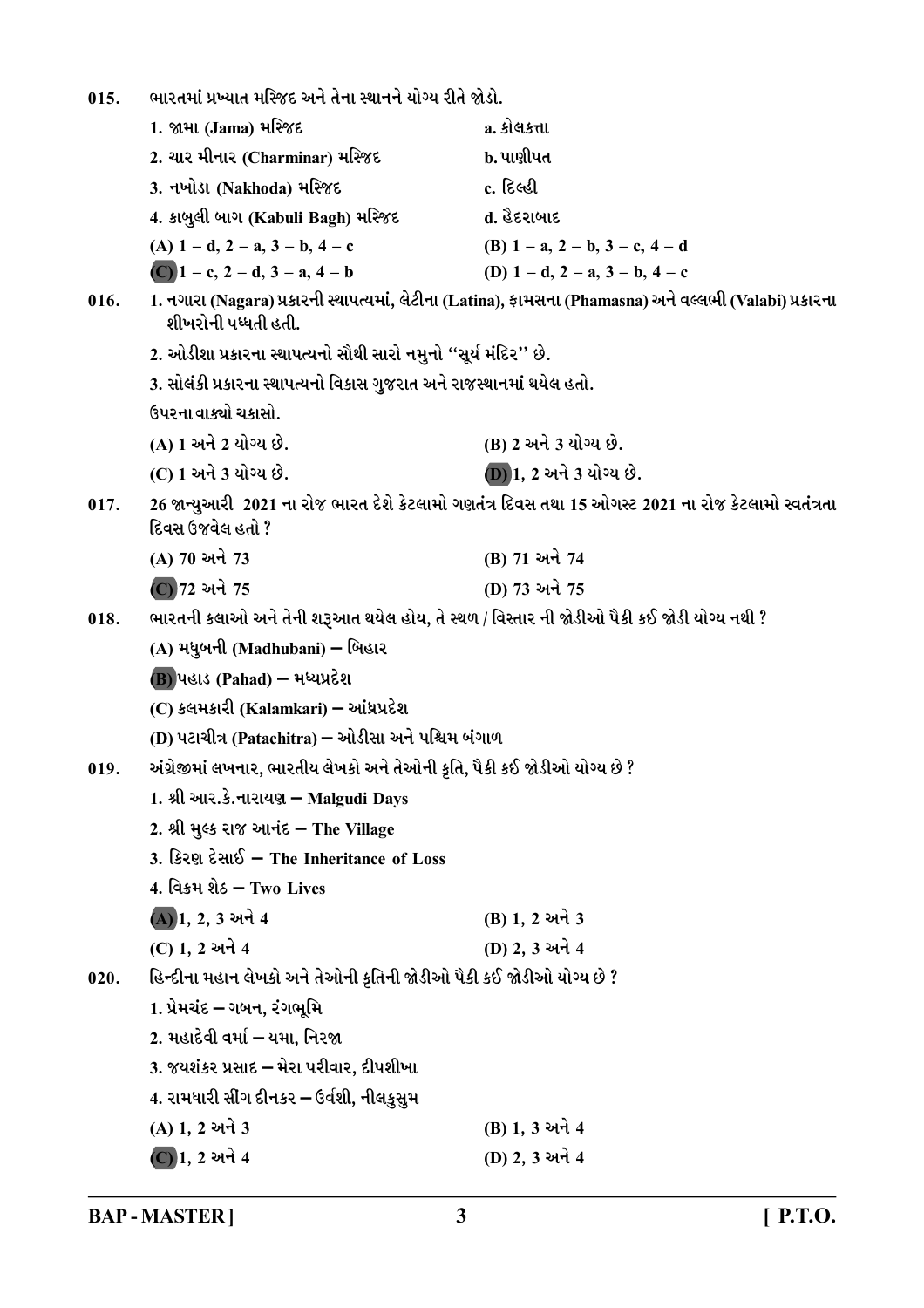015. ભારતમાં પ્રખ્યાત મસ્જિદ અને તેના સ્થાનને યોગ્ય રીતે જોડો.

| | |
|---|---|
| 1. જામા (Jama) મસ્જિદ | a. કોલકત્તા |
| 2. ચાર મીનાર (Charminar) મસ્જિદ | b. પાણીપત |
| 3. નખોડા (Nakhoda) મસ્જિદ | c. દિલ્હી |
| 4. કાબુલી બાગ (Kabuli Bagh) મસ્જિદ | d. હૈદરાબાદ |

(A) 1 – d, 2 – a, 3 – b, 4 – c　　(B) 1 – a, 2 – b, 3 – c, 4 – d

(C) 1 – c, 2 – d, 3 – a, 4 – b　　(D) 1 – d, 2 – a, 3 – b, 4 – c

016. 1. નગારા (Nagara) પ્રકારની સ્થાપત્યમાં, લેટીના (Latina), ફામસના (Phamasna) અને વલ્લભી (Valabi) પ્રકારના શીખરોની પધ્ધતી હતી.

2. ઓડીશા પ્રકારના સ્થાપત્યનો સૌથી સારો નમુનો "સૂર્ય મંદિર" છે.

3. સોલંકી પ્રકારના સ્થાપત્યનો વિકાસ ગુજરાત અને રાજસ્થાનમાં થયેલ હતો.

ઉપરના વાક્યો ચકાસો.

(A) 1 અને 2 યોગ્ય છે.　　(B) 2 અને 3 યોગ્ય છે.

(C) 1 અને 3 યોગ્ય છે.　　(D) 1, 2 અને 3 યોગ્ય છે.

017. 26 જાન્યુઆરી 2021 ના રોજ ભારત દેશે કેટલામો ગણતંત્ર દિવસ તથા 15 ઓગસ્ટ 2021 ના રોજ કેટલામો સ્વતંત્રતા દિવસ ઉજવેલ હતો ?

(A) 70 અને 73　　(B) 71 અને 74

(C) 72 અને 75　　(D) 73 અને 75

018. ભારતની કલાઓ અને તેની શરૂઆત થયેલ હોય, તે સ્થળ / વિસ્તાર ની જોડીઓ પૈકી કઈ જોડી યોગ્ય નથી ?

(A) મધુબની (Madhubani) – બિહાર

(B) પહાડ (Pahad) – મધ્યપ્રદેશ

(C) કલમકારી (Kalamkari) – આંધ્રપ્રદેશ

(D) પટાચીત્ર (Patachitra) – ઓડીસા અને પશ્ચિમ બંગાળ

019. અંગ્રેજીમાં લખનાર, ભારતીય લેખકો અને તેઓની કૃતિ, પૈકી કઈ જોડીઓ યોગ્ય છે ?

1. શ્રી આર.કે.નારાયણ – Malgudi Days

2. શ્રી મુલ્ક રાજ આનંદ – The Village

3. કિરણ દેસાઈ – The Inheritance of Loss

4. વિક્રમ શેઠ – Two Lives

(A) 1, 2, 3 અને 4　　(B) 1, 2 અને 3

(C) 1, 2 અને 4　　(D) 2, 3 અને 4

020. હિન્દીના મહાન લેખકો અને તેઓની કૃતિની જોડીઓ પૈકી કઈ જોડીઓ યોગ્ય છે ?

1. પ્રેમચંદ – ગબન, રંગભૂમિ

2. મહાદેવી વર્મા – યમા, નિરજા

3. જયશંકર પ્રસાદ – મેરા પરીવાર, દીપશીખા

4. રામધારી સીંગ દીનકર – ઉર્વશી, નીલકુસુમ

(A) 1, 2 અને 3　　(B) 1, 3 અને 4

(C) 1, 2 અને 4　　(D) 2, 3 અને 4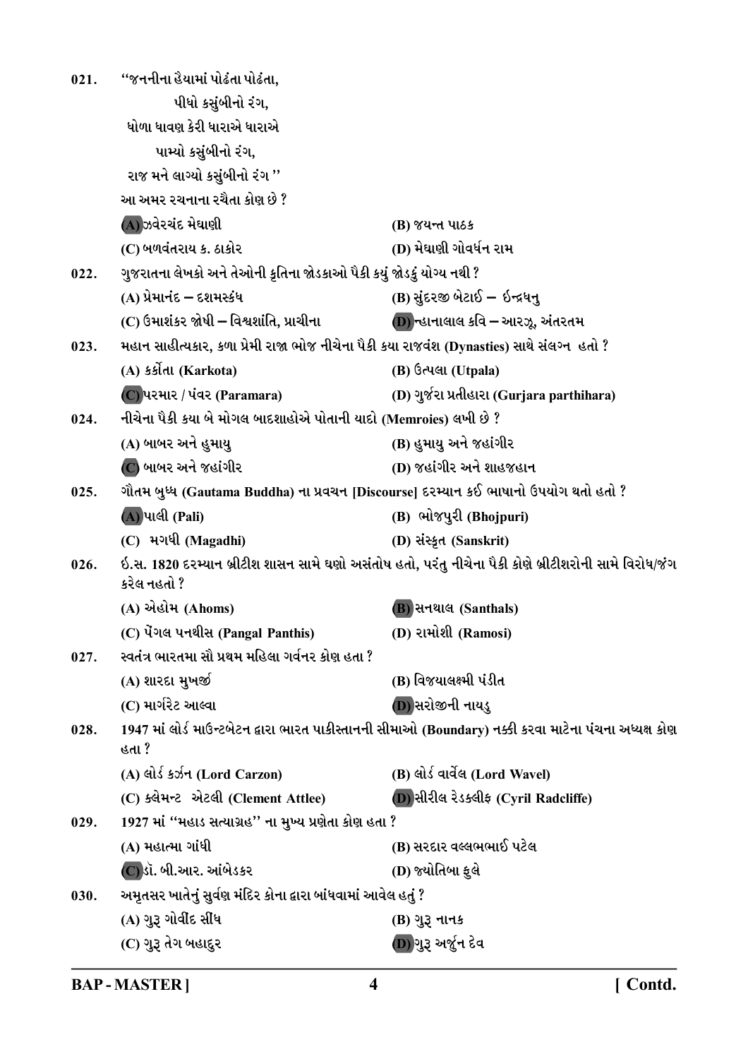021. "જનનીના હૈયામાં પોઢંતા પોઢંતા,
પીધો કસુંબીનો રંગ,
ધોળા ધાવણ કેરી ધારાએ ધારાએ
પામ્યો કસુંબીનો રંગ,
રાજ મને લાગ્યો કસુંબીનો રંગ"
આ અમર રચનાના રચૈતા કોણ છે ?

(A) ઝવેરચંદ મેઘાણી
(B) જયન્ત પાઠક
(C) બળવંતરાય ક. ઠાકોર
(D) મેઘાણી ગોવર્ધન રામ

022. ગુજરાતના લેખકો અને તેઓની કૃતિના જોડકાઓ પૈકી કયું જોડકું યોગ્ય નથી ?

(A) પ્રેમાનંદ – દશમસ્કંધ
(B) સુંદરજી બેટાઈ – ઈન્દ્રધનુ
(C) ઉમાશંકર જોષી – વિશ્વશાંતિ, પ્રાચીના
(D) ન્હાનાલાલ કવિ – આરઝૂ, અંતરતમ

023. મહાન સાહીત્યકાર, કળા પ્રેમી રાજા ભોજ નીચેના પૈકી કયા રાજવંશ (Dynasties) સાથે સંલગ્ન હતો ?

(A) કર્કોતા (Karkota)
(B) ઉત્પલા (Utpala)
(C) પરમાર / પંવર (Paramara)
(D) ગુર્જરા પ્રતીહારા (Gurjara parthihara)

024. નીચેના પૈકી કયા બે મોગલ બાદશાહોએ પોતાની યાદો (Memroies) લખી છે ?

(A) બાબર અને હુમાયુ
(B) હુમાયુ અને જહાંગીર
(C) બાબર અને જહાંગીર
(D) જહાંગીર અને શાહજહાન

025. ગૌતમ બુધ્ધ (Gautama Buddha) ના પ્રવચન [Discourse] દરમ્યાન કઈ ભાષાનો ઉપયોગ થતો હતો ?

(A) પાલી (Pali)
(B) ભોજપુરી (Bhojpuri)
(C) મગધી (Magadhi)
(D) સંસ્કૃત (Sanskrit)

026. ઈ.સ. 1820 દરમ્યાન બ્રીટીશ શાસન સામે ઘણો અસંતોષ હતો, પરંતુ નીચેના પૈકી કોણે બ્રીટીશરોની સામે વિરોધ/જંગ કરેલ નહતો ?

(A) એહોમ (Ahoms)
(B) સનથાલ (Santhals)
(C) પેંગલ પનથીસ (Pangal Panthis)
(D) રામોશી (Ramosi)

027. સ્વતંત્ર ભારતમા સૌ પ્રથમ મહિલા ગર્વનર કોણ હતા ?

(A) શારદા મુખર્જી
(B) વિજયાલક્ષ્મી પંડીત
(C) માર્ગરેટ આલ્વા
(D) સરોજીની નાયડુ

028. 1947 માં લોર્ડ માઉન્ટબેટન દ્વારા ભારત પાકીસ્તાનની સીમાઓ (Boundary) નક્કી કરવા માટેના પંચના અધ્યક્ષ કોણ હતા ?

(A) લોર્ડ કર્ઝન (Lord Carzon)
(B) લોર્ડ વાર્વેલ (Lord Wavel)
(C) ક્લેમન્ટ એટલી (Clement Attlee)
(D) સીરીલ રેડક્લીફ (Cyril Radcliffe)

029. 1927 માં "મહાડ સત્યાગ્રહ" ના મુખ્ય પ્રણેતા કોણ હતા ?

(A) મહાત્મા ગાંધી
(B) સરદાર વલ્લભભાઈ પટેલ
(C) ડૉ. બી.આર. આંબેડકર
(D) જ્યોતિબા ફુલે

030. અમૃતસર ખાતેનું સુર્વણ મંદિર કોના દ્વારા બાંધવામાં આવેલ હતું ?

(A) ગુરૂ ગોવીંદ સીંધ
(B) ગુરૂ નાનક
(C) ગુરૂ તેગ બહાદુર
(D) ગુરૂ અર્જુન દેવ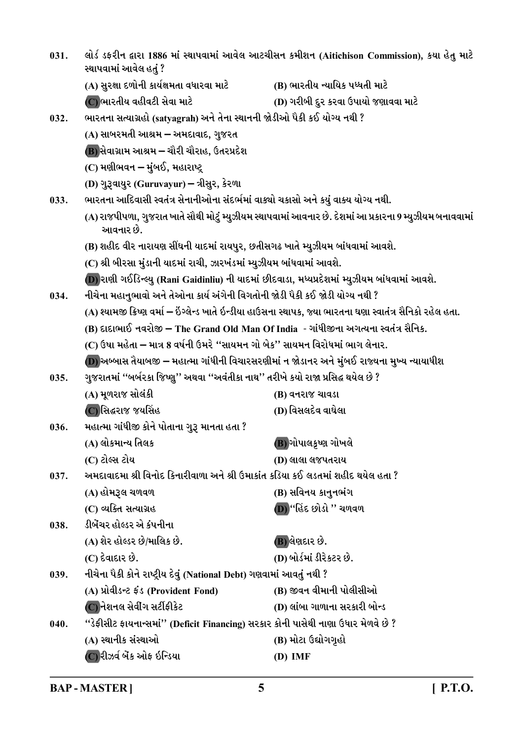031. લોર્ડ ડફરીન દ્વારા 1886 માં સ્થાપવામાં આવેલ આટચીસન કમીશન (Aitichison Commission), કયા હેતુ માટે સ્થાપવામાં આવેલ હતું ?

(A) સુરક્ષા દળોની કાર્યક્ષમતા વધારવા માટે
(B) ભારતીય ન્યાયિક પધ્ધતી માટે
(C) ભારતીય વહીવટી સેવા માટે
(D) ગરીબી દુર કરવા ઉપાયો જણાવવા માટે

032. ભારતના સત્યાગ્રહો (satyagrah) અને તેના સ્થાનની જોડીઓ પૈકી કઈ યોગ્ય નથી ?

(A) સાબરમતી આશ્રમ – અમદાવાદ, ગુજરત
(B) સેવાગ્રામ આશ્રમ – ચૌરી ચૌરાહ, ઉતરપ્રદેશ
(C) મણીભવન – મુંબઈ, મહારાષ્ટ્ર
(D) ગુરૂવાયુર (Guruvayur) – ત્રીસુર, કેરળા

033. ભારતના આદિવાસી સ્વતંત્ર સેનાનીઓના સંદર્ભમાં વાક્યો ચકાસો અને કયું વાક્ય યોગ્ય નથી.

(A) રાજપીપળા, ગુજરાત ખાતે સૌથી મોટું મ્યુઝીયમ સ્થાપવામાં આવનાર છે. દેશમાં આ પ્રકારના 9 મ્યુઝીયમ બનાવવામાં આવનાર છે.
(B) શહીદ વીર નારાયણ સીંઘની યાદમાં રાયપુર, છતીસગઢ ખાતે મ્યુઝીયમ બાંધવામાં આવશે.
(C) શ્રી બીરસા મુંડાની યાદમાં રાચી, ઝારખંડમાં મ્યુઝીયમ બાંધવામાં આવશે.
(D) રાણી ગઈડિન્લ્યુ (Rani Gaidinliu) ની યાદમાં છીદવાડા, મધ્યપ્રદેશમાં મ્યુઝીયમ બાંધવામાં આવશે.

034. નીચેના મહાનુભાવો અને તેઓના કાર્ય અંગેની વિગતોની જોડી પૈકી કઈ જોડી યોગ્ય નથી ?

(A) શ્યામજી ક્રિષ્ણ વર્મા – ઇંગ્લેન્ડ ખાતે ઇન્ડીયા હાઉસના સ્થાપક, જ્યા ભારતના ઘણા સ્વાતંત્ર સૈનિકો રહેલ હતા.
(B) દાદાભાઈ નવરોજી – The Grand Old Man Of India - ગાંધીજીના અગત્યના સ્વતંત્ર સૈનિક.
(C) ઉષા મહેતા – માત્ર 8 વર્ષની ઉમરે "સાયમન ગો બેક" સાયમન વિરોધમાં ભાગ લેનાર.
(D) અબ્બાસ તૈયાબજી – મહાત્મા ગાંધીની વિચારસરણીમાં ન જોડાનર અને મુંબઈ રાજ્યના મુખ્ય ન્યાયાધીશ

035. ગુજરાતમાં "બર્બરકા જિષ્ણુ" અથવા "અવંતીકા નાથ" તરીખે કયો રાજા પ્રસિદ્ધ થયેલ છે ?

(A) મૂળરાજ સોલંકી
(B) વનરાજ ચાવડા
(C) સિદ્ધરાજ જયસિંહ
(D) વિસલદેવ વાઘેલા

036. મહાત્મા ગાંધીજી કોને પોતાના ગુરૂ માનતા હતા ?

(A) લોકમાન્ય તિલક
(B) ગોપાલકૃષ્ણ ગોખલે
(C) ટોલ્સ ટોય
(D) લાલા લજપતરાય

037. અમદાવાદમા શ્રી વિનોદ કિનારીવાળા અને શ્રી ઉમાકાંત કડિયા કઈ લડતમાં શહીદ થયેલ હતા ?

(A) હોમરૂલ ચળવળ
(B) સવિનય કાનુનભંગ
(C) વ્યક્તિ સત્યાગ્રહ
(D) "હિંદ છોડો " ચળવળ

038. ડીબેંચર હોલ્ડર એ કંપનીના

(A) શેર હોલ્ડર છે/માલિક છે.
(B) લેણદાર છે.
(C) દેવાદાર છે.
(D) બોર્ડમાં ડીરેક્ટર છે.

039. નીચેના પૈકી કોને રાષ્ટ્રીય દેવું (National Debt) ગણવામાં આવતું નથી ?

(A) પ્રોવીડન્ટ ફંડ (Provident Fond)
(B) જીવન વીમાની પોલીસીઓ
(C) નેશનલ સેવીંગ સર્ટીફીકેટ
(D) લાંબા ગાળાના સરકારી બોન્ડ

040. "ડેફીસીટ ફાયનાન્સમાં" (Deficit Financing) સરકાર કોની પાસેથી નાણા ઉધાર મેળવે છે ?

(A) સ્થાનીક સંસ્થાઓ
(B) મોટા ઉદ્યોગગૃહો
(C) રીઝર્વ બેંક ઓફ ઇન્ડિયા
(D) IMF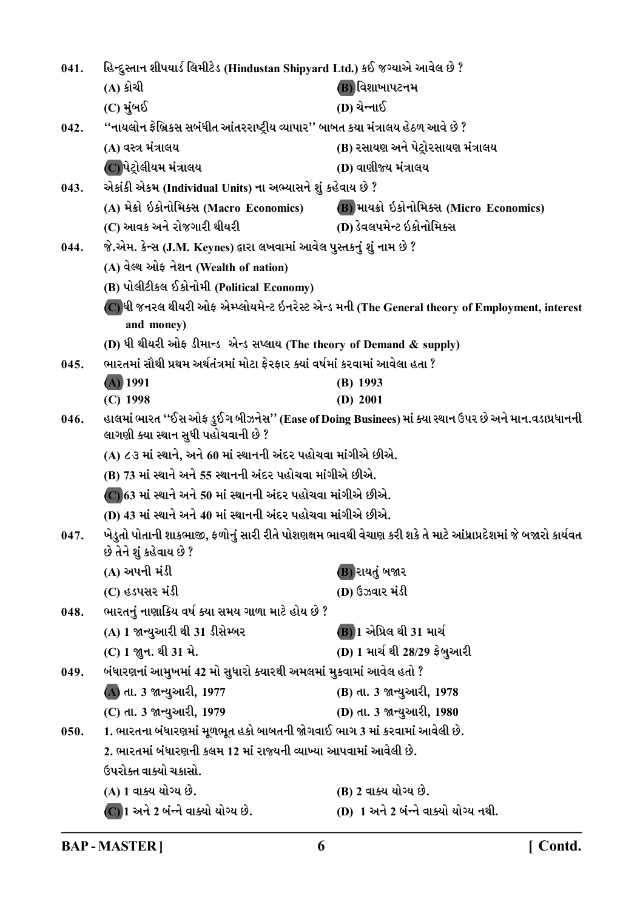041. હિન્દુસ્તાન શીપયાર્ડ લિમીટેડ (Hindustan Shipyard Ltd.) કઈ જગ્યાએ આવેલ છે ?

(A) કોચી
(B) વિશાખાપટનમ
(C) મુંબઈ
(D) ચેન્નાઈ

042. "નાયલોન ફેબ્રિક્સ સબંધીત આંતરરાષ્ટ્રીય વ્યાપાર" બાબત કયા મંત્રાલય હેઠળ આવે છે ?

(A) વસ્ત્ર મંત્રાલય
(B) રસાયણ અને પેટ્રોરસાયણ મંત્રાલય
(C) પેટ્રોલીયમ મંત્રાલય
(D) વાણીજ્ય મંત્રાલય

043. એકાંકી એકમ (Individual Units) ના અભ્યાસને શું કહેવાય છે ?

(A) મેક્રો ઇકોનોમિક્સ (Macro Economics)
(B) માયક્રો ઇકોનોમિક્સ (Micro Economics)
(C) આવક અને રોજગારી થીયરી
(D) ડેવલપમેન્ટ ઇકોનોમિક્સ

044. જે.એમ. કેન્સ (J.M. Keynes) દ્વારા લખવામાં આવેલ પુસ્તકનું શું નામ છે ?

(A) વેલ્થ ઓફ નેશન (Wealth of nation)
(B) પોલીટીકલ ઈકોનોમી (Political Economy)
(C) ધી જનરલ થીયરી ઓફ એમ્પ્લોયમેન્ટ ઇનરેસ્ટ એન્ડ મની (The General theory of Employment, interest and money)
(D) ધી થીયરી ઓફ ડીમાન્ડ એન્ડ સપ્લાય (The theory of Demand & supply)

045. ભારતમાં સૌથી પ્રથમ અર્થતંત્રમાં મોટા ફેરફાર ક્યાં વર્ષમાં કરવામાં આવેલા હતા ?

(A) 1991
(B) 1993
(C) 1998
(D) 2001

046. હાલમાં ભારત "ઈસ ઓફ ડુઈંગ બીઝનેસ" (Ease of Doing Businees) માં કયા સ્થાન ઉપર છે અને માન.વડાપ્રધાનની લાગણી ક્યા સ્થાન સુધી પહોચવાની છે ?

(A) ૮૩ માં સ્થાને, અને 60 માં સ્થાનની અંદર પહોચવા માંગીએ છીએ.
(B) 73 માં સ્થાને અને 55 સ્થાનની અંદર પહોચવા માંગીએ છીએ.
(C) 63 માં સ્થાને અને 50 માં સ્થાનની અંદર પહોચવા માંગીએ છીએ.
(D) 43 માં સ્થાને અને 40 માં સ્થાનની અંદર પહોચવા માંગીએ છીએ.

047. ખેડુતો પોતાની શાકભાજી, ફળોનું સારી રીતે પોશણક્ષમ ભાવથી વેચાણ કરી શકે તે માટે આંધ્રાપ્રદેશમાં જે બજારો કાર્યવત છે તેને શું કહેવાય છે ?

(A) અપની મંડી
(B) રાયતું બજાર
(C) હડપસર મંડી
(D) ઉઝવાર મંડી

048. ભારતનું નાણાકિય વર્ષ ક્યા સમય ગાળા માટે હોય છે ?

(A) 1 જાન્યુઆરી થી 31 ડીસેમ્બર
(B) 1 એપ્રિલ થી 31 માર્ચ
(C) 1 જુન. થી 31 મે.
(D) 1 માર્ચ થી 28/29 ફેબુઆરી

049. બંધારણનાં આમુખમાં 42 મો સુધારો ક્યારથી અમલમાં મુકવામાં આવેલ હતો ?

(A) તા. 3 જાન્યુઆરી, 1977
(B) તા. 3 જાન્યુઆરી, 1978
(C) તા. 3 જાન્યુઆરી, 1979
(D) તા. 3 જાન્યુઆરી, 1980

050. 1. ભારતના બંધારણમાં મૂળભૂત હકો બાબતની જોગવાઈ ભાગ 3 માં કરવામાં આવેલી છે.
2. ભારતમાં બંધારણની કલમ 12 માં રાજ્યની વ્યાખ્યા આપવામાં આવેલી છે.
ઉપરોક્ત વાક્યો ચકાસો.

(A) 1 વાક્ય યોગ્ય છે.
(B) 2 વાક્ય યોગ્ય છે.
(C) 1 અને 2 બંન્ને વાક્યો યોગ્ય છે.
(D) 1 અને 2 બંન્ને વાક્યો યોગ્ય નથી.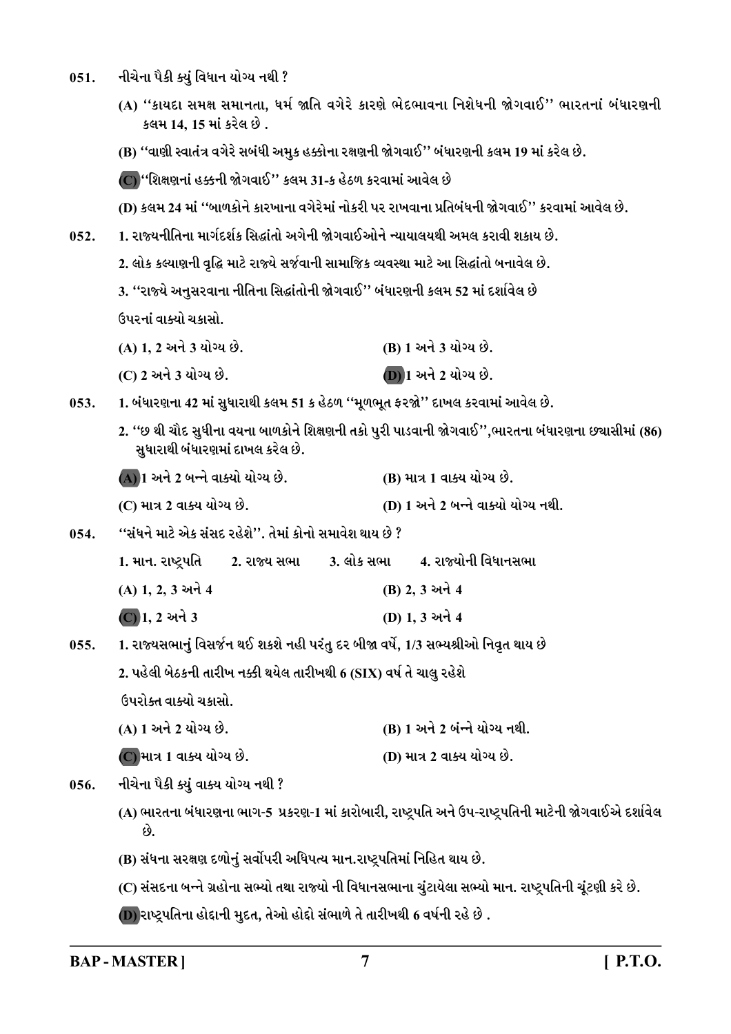051. નીચેના પૈકી ક્યું વિધાન યોગ્ય નથી ?

(A) ''કાયદા સમક્ષ સમાનતા, ધર્મ જાતિ વગેરે કારણે ભેદભાવના નિશેધની જોગવાઈ'' ભારતનાં બંધારણની કલમ 14, 15 માં કરેલ છે .

(B) ''વાણી સ્વાતંત્ર વગેરે સબંધી અમુક હક્કોના રક્ષણની જોગવાઈ'' બંધારણની કલમ 19 માં કરેલ છે.

(C) ''શિક્ષણનાં હક્કની જોગવાઈ'' કલમ 31-ક હેઠળ કરવામાં આવેલ છે

(D) કલમ 24 માં ''બાળકોને કારખાના વગેરેમાં નોકરી પર રાખવાના પ્રતિબંધની જોગવાઈ'' કરવામાં આવેલ છે.

052. 1. રાજ્યનીતિના માર્ગદર્શક સિદ્ધાંતો અંગેની જોગવાઈઓને ન્યાયાલયથી અમલ કરાવી શકાય છે.

2. લોક કલ્યાણની વૃદ્ધિ માટે રાજ્યે સર્જવાની સામાજિક વ્યવસ્થા માટે આ સિદ્ધાંતો બનાવેલ છે.

3. ''રાજ્યે અનુસરવાના નીતિના સિદ્ધાંતોની જોગવાઈ'' બંધારણની કલમ 52 માં દર્શાવેલ છે

ઉપરનાં વાક્યો ચકાસો.

(A) 1, 2 અને 3 યોગ્ય છે.
(B) 1 અને 3 યોગ્ય છે.
(C) 2 અને 3 યોગ્ય છે.
(D) 1 અને 2 યોગ્ય છે.

053. 1. બંધારણના 42 માં સુધારાથી કલમ 51 ક હેઠળ ''મૂળભૂત ફરજો'' દાખલ કરવામાં આવેલ છે.

2. ''છ થી ચૌદ સુધીના વયના બાળકોને શિક્ષણની તકો પુરી પાડવાની જોગવાઈ'',ભારતના બંધારણના છ્યાસીમાં (86) સુધારાથી બંધારણમાં દાખલ કરેલ છે.

(A) 1 અને 2 બન્ને વાક્યો યોગ્ય છે.
(B) માત્ર 1 વાક્ય યોગ્ય છે.
(C) માત્ર 2 વાક્ય યોગ્ય છે.
(D) 1 અને 2 બન્ને વાક્યો યોગ્ય નથી.

054. ''સંઘને માટે એક સંસદ રહેશે''. તેમાં કોનો સમાવેશ થાય છે ?

1. માન. રાષ્ટ્રપતિ 2. રાજ્ય સભા 3. લોક સભા 4. રાજ્યોની વિધાનસભા

(A) 1, 2, 3 અને 4
(B) 2, 3 અને 4
(C) 1, 2 અને 3
(D) 1, 3 અને 4

055. 1. રાજ્યસભાનું વિસર્જન થઈ શકશે નહી પરંતુ દર બીજા વર્ષે, 1/3 સભ્યશ્રીઓ નિવૃત થાય છે

2. પહેલી બેઠકની તારીખ નક્કી થયેલ તારીખથી 6 (SIX) વર્ષ તે ચાલુ રહેશે

ઉપરોક્ત વાક્યો ચકાસો.

(A) 1 અને 2 યોગ્ય છે.
(B) 1 અને 2 બંન્ને યોગ્ય નથી.
(C) માત્ર 1 વાક્ય યોગ્ય છે.
(D) માત્ર 2 વાક્ય યોગ્ય છે.

056. નીચેના પૈકી ક્યું વાક્ય યોગ્ય નથી ?

(A) ભારતના બંધારણના ભાગ-5 પ્રકરણ-1 માં કારોબારી, રાષ્ટ્રપતિ અને ઉપ-રાષ્ટ્રપતિની માટેની જોગવાઈએ દર્શાવેલ છે.

(B) સંઘના સરક્ષણ દળોનું સર્વોપરી અધિપત્ય માન.રાષ્ટ્રપતિમાં નિહિત થાય છે.

(C) સંસદના બન્ને ગ્રહોના સભ્યો તથા રાજ્યો ની વિધાનસભાના ચુંટાયેલા સભ્યો માન. રાષ્ટ્રપતિની ચૂંટણી કરે છે.

(D) રાષ્ટ્રપતિના હોદ્દાની મુદત, તેઓ હોદ્દો સંભાળે તે તારીખથી 6 વર્ષની રહે છે .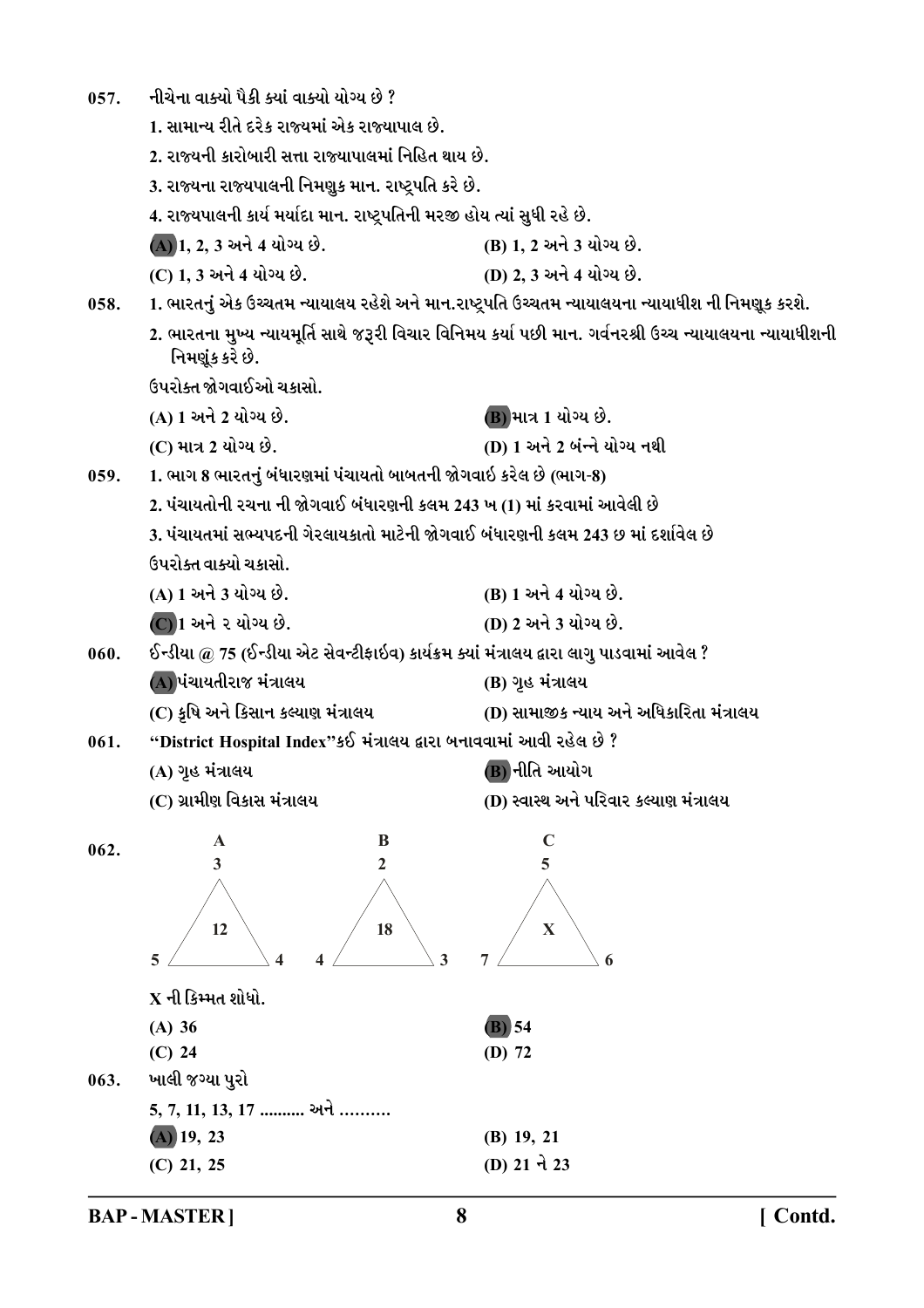057. નીચેના વાક્યો પૈકી ક્યાં વાક્યો યોગ્ય છે ?

1. સામાન્ય રીતે દરેક રાજ્યમાં એક રાજ્યાપાલ છે.
2. રાજ્યની કારોબારી સત્તા રાજ્યાપાલમાં નિહિત થાય છે.
3. રાજ્યના રાજ્યપાલની નિમણુક માન. રાષ્ટ્રપતિ કરે છે.
4. રાજ્યપાલની કાર્ય મર્યાદા માન. રાષ્ટ્રપતિની મરજી હોય ત્યાં સુધી રહે છે.

(A) 1, 2, 3 અને 4 યોગ્ય છે. (B) 1, 2 અને 3 યોગ્ય છે.
(C) 1, 3 અને 4 યોગ્ય છે. (D) 2, 3 અને 4 યોગ્ય છે.

058. 1. ભારતનું એક ઉચ્ચતમ ન્યાયાલય રહેશે અને માન.રાષ્ટ્રપતિ ઉચ્ચતમ ન્યાયાલયના ન્યાયાધીશ ની નિમણૂક કરશે.

2. ભારતના મુખ્ય ન્યાયમૂર્તિ સાથે જરૂરી વિચાર વિનિમય કર્યા પછી માન. ગર્વનરશ્રી ઉચ્ચ ન્યાયાલયના ન્યાયાધીશની નિમણૂંક કરે છે.

ઉપરોક્ત જોગવાઈઓ ચકાસો.

(A) 1 અને 2 યોગ્ય છે. (B) માત્ર 1 યોગ્ય છે.
(C) માત્ર 2 યોગ્ય છે. (D) 1 અને 2 બંન્ને યોગ્ય નથી

059. 1. ભાગ 8 ભારતનું બંધારણમાં પંચાયતો બાબતની જોગવાઇ કરેલ છે (ભાગ-8)

2. પંચાયતોની રચના ની જોગવાઈ બંધારણની કલમ 243 ખ (1) માં કરવામાં આવેલી છે
3. પંચાયતમાં સભ્યપદની ગેરલાયકાતો માટેની જોગવાઈ બંધારણની કલમ 243 છ માં દર્શાવેલ છે

ઉપરોક્ત વાક્યો ચકાસો.

(A) 1 અને 3 યોગ્ય છે. (B) 1 અને 4 યોગ્ય છે.
(C) 1 અને ૨ યોગ્ય છે. (D) 2 અને 3 યોગ્ય છે.

060. ઈન્ડીયા @ 75 (ઈન્ડીયા એટ સેવન્ટીફાઈવ) કાર્યક્રમ ક્યાં મંત્રાલય દ્વારા લાગુ પાડવામાં આવેલ ?

(A) પંચાયતીરાજ મંત્રાલય (B) ગૃહ મંત્રાલય
(C) કૃષિ અને કિસાન કલ્યાણ મંત્રાલય (D) સામાજીક ન્યાય અને અધિકારિતા મંત્રાલય

061. "District Hospital Index"કઈ મંત્રાલય દ્વારા બનાવવામાં આવી રહેલ છે ?

(A) ગૃહ મંત્રાલય (B) નીતિ આયોગ
(C) ગ્રામીણ વિકાસ મંત્રાલય (D) સ્વાસ્થ અને પરિવાર કલ્યાણ મંત્રાલય

062.

| | Top | Left | Right | Center |
|---|---|---|---|---|
| A | 3 | 5 | 4 | 12 |
| B | 2 | 4 | 3 | 18 |
| C | 5 | 7 | 6 | X |

X ની કિમ્મત શોધો.

(A) 36 (B) 54
(C) 24 (D) 72

063. ખાલી જગ્યા પુરો

5, 7, 11, 13, 17 .......... અને ..........

(A) 19, 23 (B) 19, 21
(C) 21, 25 (D) 21 ને 23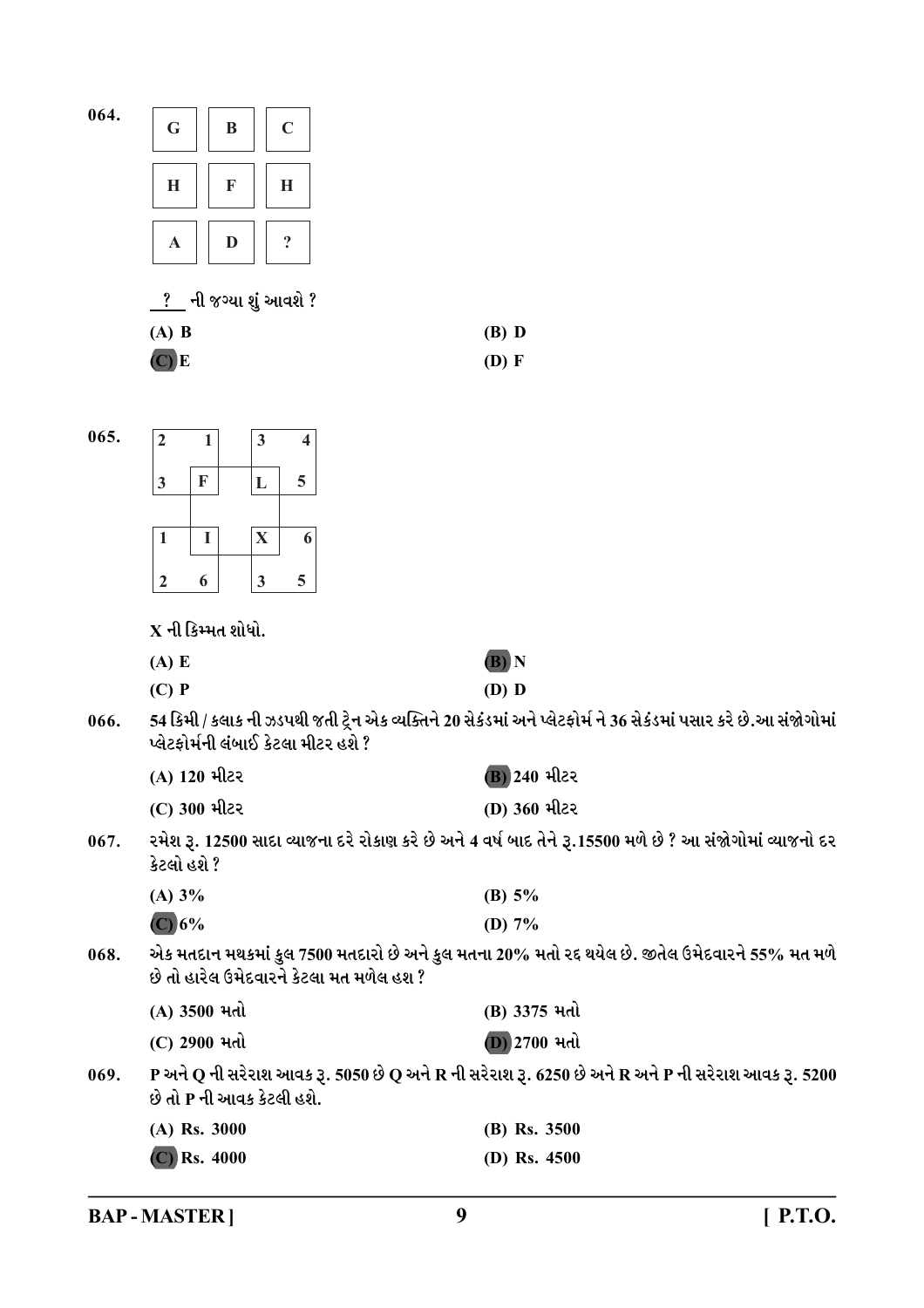064.

| G | B | C |
|---|---|---|
| H | F | H |
| A | D | ? |

? ની જગ્યા શું આવશે ?

(A) B　　(B) D

(C) E　　(D) F

065.

| 2 | 1 | | 3 | 4 |
|---|---|---|---|---|
| 3 | F | | L | 5 |
| 1 | I | | X | 6 |
| 2 | 6 | | 3 | 5 |

X ની કિમ્મત શોધો.

(A) E　　(B) N

(C) P　　(D) D

066. 54 કિમી / કલાક ની ઝડપથી જતી ટ્રેન એક વ્યક્તિને 20 સેકંડમાં અને પ્લેટફોર્મ ને 36 સેકંડમાં પસાર કરે છે.આ સંજોગોમાં પ્લેટફોર્મની લંબાઈ કેટલા મીટર હશે ?

(A) 120 મીટર　　(B) 240 મીટર

(C) 300 મીટર　　(D) 360 મીટર

067. રમેશ રૂ. 12500 સાદા વ્યાજના દરે રોકાણ કરે છે અને 4 વર્ષ બાદ તેને રૂ.15500 મળે છે ? આ સંજોગોમાં વ્યાજનો દર કેટલો હશે ?

(A) 3%　　(B) 5%

(C) 6%　　(D) 7%

068. એક મતદાન મથકમાં કુલ 7500 મતદારો છે અને કુલ મતના 20% મતો રદ થયેલ છે. જીતેલ ઉમેદવારને 55% મત મળે છે તો હારેલ ઉમેદવારને કેટલા મત મળેલ હશ ?

(A) 3500 મતો　　(B) 3375 મતો

(C) 2900 મતો　　(D) 2700 મતો

069. P અને Q ની સરેરાશ આવક રૂ. 5050 છે Q અને R ની સરેરાશ રૂ. 6250 છે અને R અને P ની સરેરાશ આવક રૂ. 5200 છે તો P ની આવક કેટલી હશે.

(A) Rs. 3000　　(B) Rs. 3500

(C) Rs. 4000　　(D) Rs. 4500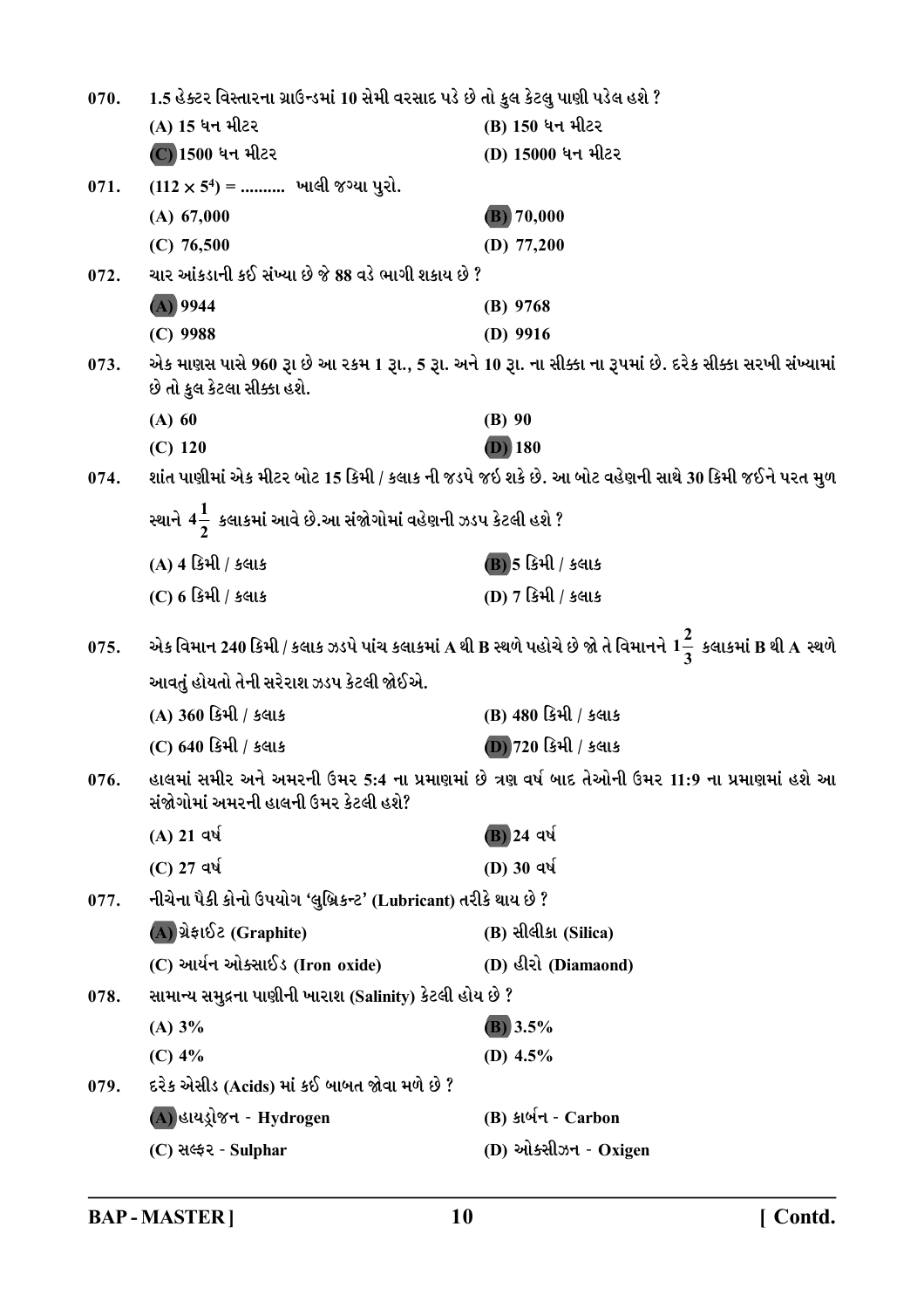070. 1.5 હેક્ટર વિસ્તારના ગ્રાઉન્ડમાં 10 સેમી વરસાદ પડે છે તો કુલ કેટલુ પાણી પડેલ હશે ?

(A) 15 ઘન મીટર
(B) 150 ઘન મીટર
**(C)** 1500 ઘન મીટર
(D) 15000 ઘન મીટર

071. $(112 \times 5^4)$ = .......... ખાલી જગ્યા પુરો.

(A) 67,000
**(B)** 70,000
(C) 76,500
(D) 77,200

072. ચાર આંકડાની કઈ સંખ્યા છે જે 88 વડે ભાગી શકાય છે ?

**(A)** 9944
(B) 9768
(C) 9988
(D) 9916

073. એક માણસ પાસે 960 રૂા છે આ રકમ 1 રૂા., 5 રૂા. અને 10 રૂા. ના સીક્કા ના રૂપમાં છે. દરેક સીક્કા સરખી સંખ્યામાં છે તો કુલ કેટલા સીક્કા હશે.

(A) 60
(B) 90
(C) 120
**(D)** 180

074. શાંત પાણીમાં એક મીટર બોટ 15 કિમી / કલાક ની ઝડપે જઇ શકે છે. આ બોટ વહેણની સાથે 30 કિમી જઈને પરત મુળ સ્થાને $4\frac{1}{2}$ કલાકમાં આવે છે.આ સંજોગોમાં વહેણની ઝડપ કેટલી હશે ?

(A) 4 કિમી / કલાક
**(B)** 5 કિમી / કલાક
(C) 6 કિમી / કલાક
(D) 7 કિમી / કલાક

075. એક વિમાન 240 કિમી / કલાક ઝડપે પાંચ કલાકમાં A થી B સ્થળે પહોચે છે જો તે વિમાનને $1\frac{2}{3}$ કલાકમાં B થી A સ્થળે આવતું હોયતો તેની સરેરાશ ઝડપ કેટલી જોઈએ.

(A) 360 કિમી / કલાક
(B) 480 કિમી / કલાક
(C) 640 કિમી / કલાક
**(D)** 720 કિમી / કલાક

076. હાલમાં સમીર અને અમરની ઉમર 5:4 ના પ્રમાણમાં છે ત્રણ વર્ષ બાદ તેઓની ઉમર 11:9 ના પ્રમાણમાં હશે આ સંજોગોમાં અમરની હાલની ઉમર કેટલી હશે?

(A) 21 વર્ષ
**(B)** 24 વર્ષ
(C) 27 વર્ષ
(D) 30 વર્ષ

077. નીચેના પૈકી કોનો ઉપયોગ 'લુબ્રિકન્ટ' (Lubricant) તરીકે થાય છે ?

**(A)** ગ્રેફાઈટ (Graphite)
(B) સીલીકા (Silica)
(C) આર્યન ઓક્સાઈડ (Iron oxide)
(D) હીરો (Diamaond)

078. સામાન્ય સમુદ્રના પાણીની ખારાશ (Salinity) કેટલી હોય છે ?

(A) 3%
**(B)** 3.5%
(C) 4%
(D) 4.5%

079. દરેક એસીડ (Acids) માં કઈ બાબત જોવા મળે છે ?

**(A)** હાયડ્રોજન - Hydrogen
(B) કાર્બન - Carbon
(C) સલ્ફર - Sulphar
(D) ઓક્સીઝન - Oxigen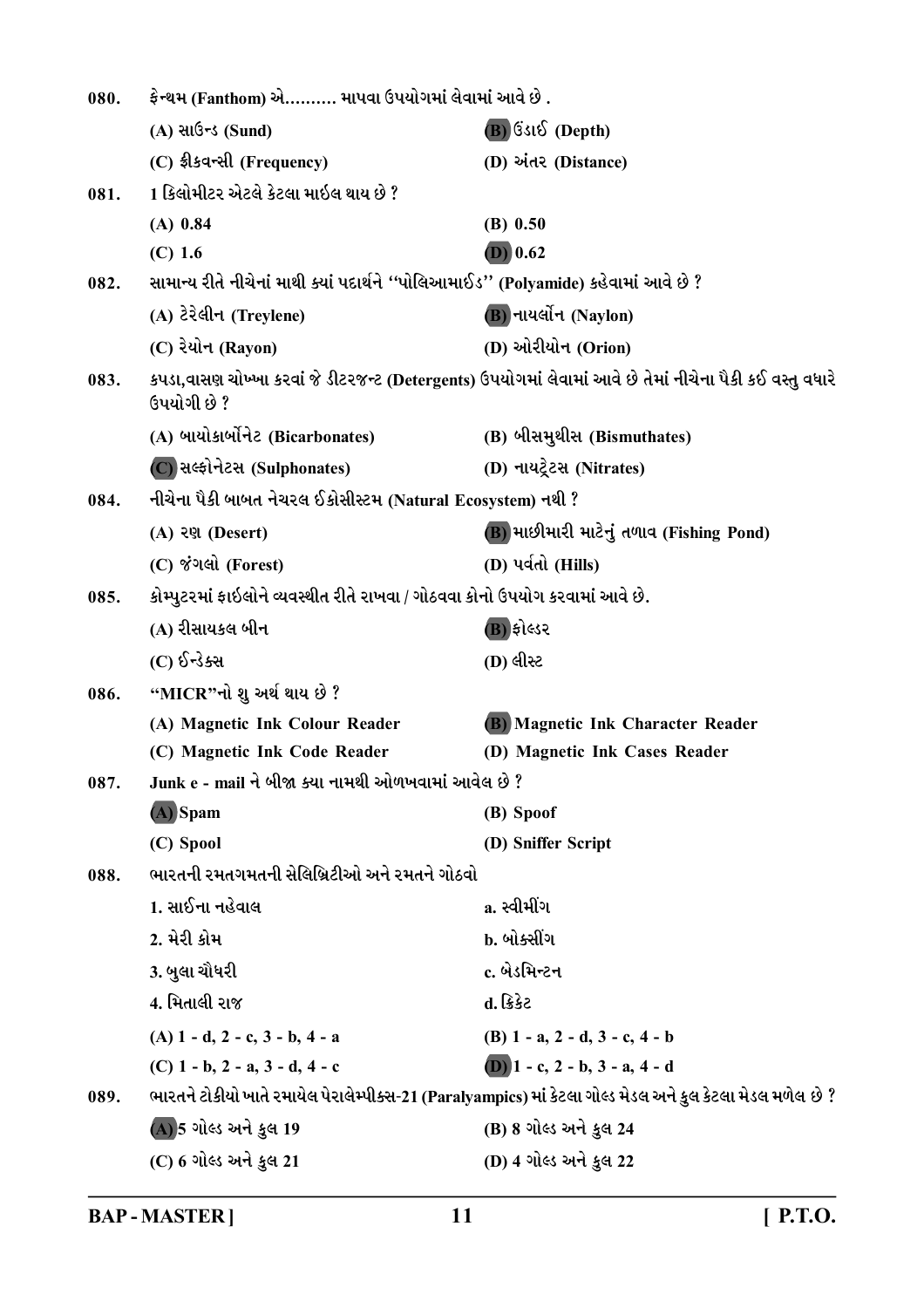080. ફેન્થમ (Fanthom) એ.......... માપવા ઉપયોગમાં લેવામાં આવે છે .

(A) સાઉન્ડ (Sund)
(B) ઉંડાઈ (Depth)
(C) ફ્રીકવન્સી (Frequency)
(D) અંતર (Distance)

081. 1 કિલોમીટર એટલે કેટલા માઈલ થાય છે ?

(A) 0.84
(B) 0.50
(C) 1.6
(D) 0.62

082. સામાન્ય રીતે નીચેનાં માથી ક્યાં પદાર્થને ''પોલિઆમાઈડ'' (Polyamide) કહેવામાં આવે છે ?

(A) ટેરેલીન (Treylene)
(B) નાયલૉન (Naylon)
(C) રેયોન (Rayon)
(D) ઓરીયોન (Orion)

083. કપડા,વાસણ ચોખ્ખા કરવાં જે ડીટરજન્ટ (Detergents) ઉપયોગમાં લેવામાં આવે છે તેમાં નીચેના પૈકી કઈ વસ્તુ વધારે ઉપયોગી છે ?

(A) બાયોકાર્બોનેટ (Bicarbonates)
(B) બીસમુથીસ (Bismuthates)
(C) સલ્ફોનેટસ (Sulphonates)
(D) નાયટ્રેટસ (Nitrates)

084. નીચેના પૈકી બાબત નેચરલ ઈકોસીસ્ટમ (Natural Ecosystem) નથી ?

(A) રણ (Desert)
(B) માછીમારી માટેનું તળાવ (Fishing Pond)
(C) જંગલો (Forest)
(D) પર્વતો (Hills)

085. કોમ્પ્યુટરમાં ફાઈલોને વ્યવસ્થીત રીતે રાખવા / ગોઠવવા કોનો ઉપયોગ કરવામાં આવે છે.

(A) રીસાયકલ બીન
(B) ફોલ્ડર
(C) ઈન્ડેક્સ
(D) લીસ્ટ

086. "MICR"નો શુ અર્થ થાય છે ?

(A) Magnetic Ink Colour Reader
(B) Magnetic Ink Character Reader
(C) Magnetic Ink Code Reader
(D) Magnetic Ink Cases Reader

087. Junk e - mail ને બીજા ક્યા નામથી ઓળખવામાં આવેલ છે ?

(A) Spam
(B) Spoof
(C) Spool
(D) Sniffer Script

088. ભારતની રમતગમતની સેલિબ્રિટીઓ અને રમતને ગોઠવો

| | |
|---|---|
| 1. સાઈના નહેવાલ | a. સ્વીમીંગ |
| 2. મેરી કોમ | b. બોક્સીંગ |
| 3. બુલા ચૌધરી | c. બેડમિન્ટન |
| 4. મિતાલી રાજ | d. ક્રિકેટ |

(A) 1 - d, 2 - c, 3 - b, 4 - a
(B) 1 - a, 2 - d, 3 - c, 4 - b
(C) 1 - b, 2 - a, 3 - d, 4 - c
(D) 1 - c, 2 - b, 3 - a, 4 - d

089. ભારતને ટોકીયો ખાતે રમાયેલ પેરાલેમ્પીક્સ-21 (Paralyampics) માં કેટલા ગોલ્ડ મેડલ અને કુલ કેટલા મેડલ મળેલ છે ?

(A) 5 ગોલ્ડ અને કુલ 19
(B) 8 ગોલ્ડ અને કુલ 24
(C) 6 ગોલ્ડ અને કુલ 21
(D) 4 ગોલ્ડ અને કુલ 22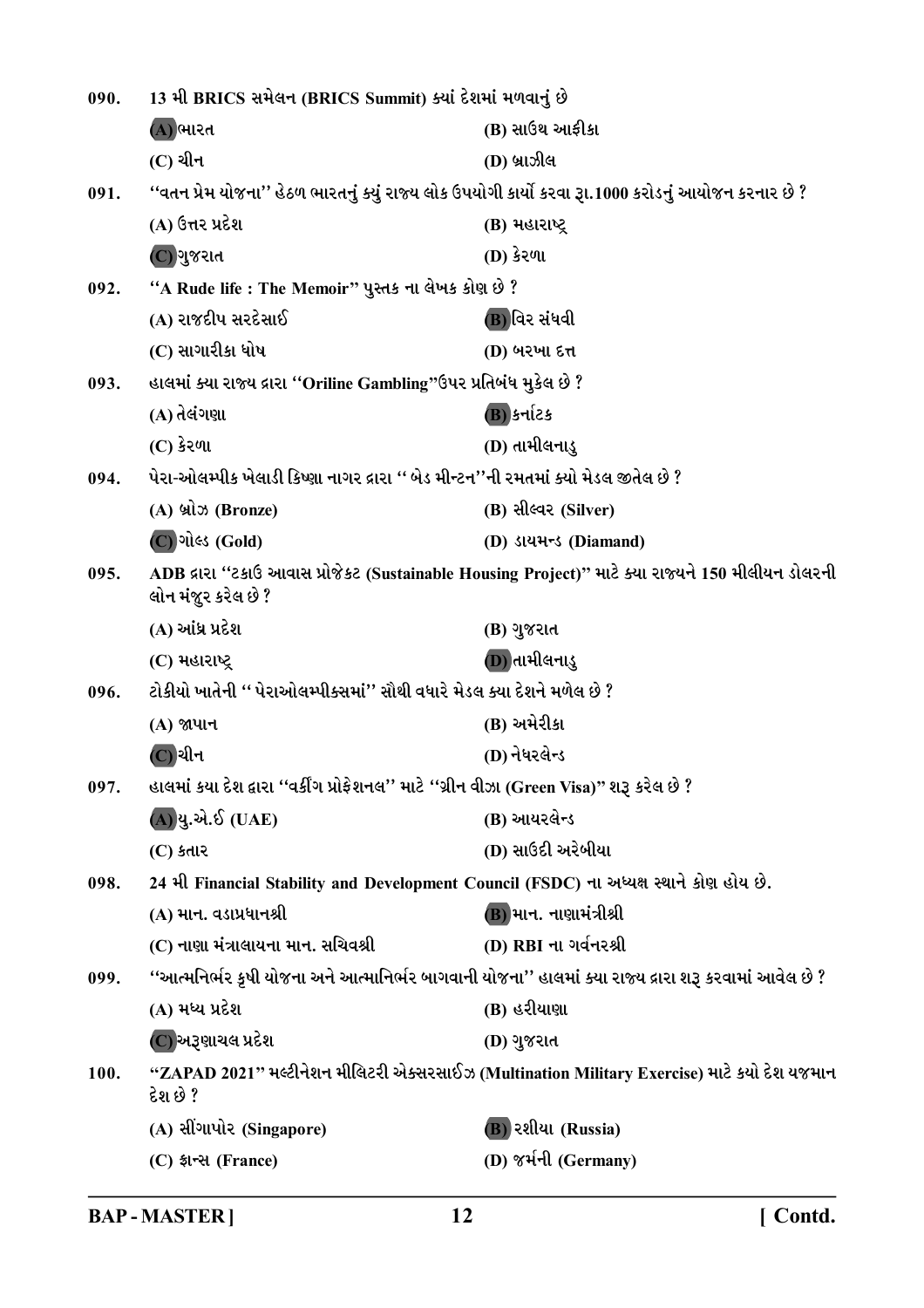090. 13 મી BRICS સમેલન (BRICS Summit) ક્યાં દેશમાં મળવાનું છે

(A) ભારત
(B) સાઉથ આફ્રીકા
(C) ચીન
(D) બ્રાઝીલ

091. "વતન પ્રેમ યોજના" હેઠળ ભારતનું ક્યું રાજ્ય લોક ઉપયોગી કાર્યો કરવા રૂા.1000 કરોડનું આયોજન કરનાર છે ?

(A) ઉત્તર પ્રદેશ
(B) મહારાષ્ટ્ર
(C) ગુજરાત
(D) કેરળા

092. "A Rude life : The Memoir" પુસ્તક ના લેખક કોણ છે ?

(A) રાજદીપ સરદેસાઈ
(B) વિર સંઘવી
(C) સાગારીકા ઘોષ
(D) બરખા દત્ત

093. હાલમાં ક્યા રાજ્ય દ્વારા "Oriline Gambling"ઉપર પ્રતિબંધ મુકેલ છે ?

(A) તેલંગણા
(B) કર્નાટક
(C) કેરળા
(D) તામીલનાડુ

094. પેરા-ઓલમ્પીક ખેલાડી કિષ્ણા નાગર દ્વારા " બેડ મીન્ટન"ની રમતમાં ક્યો મેડલ જીતેલ છે ?

(A) બ્રોઝ (Bronze)
(B) સીલ્વર (Silver)
(C) ગોલ્ડ (Gold)
(D) ડાયમન્ડ (Diamand)

095. ADB દ્વારા "ટકાઉ આવાસ પ્રોજેક્ટ (Sustainable Housing Project)" માટે ક્યા રાજ્યને 150 મીલીયન ડોલરની લોન મંજુર કરેલ છે ?

(A) આંધ્ર પ્રદેશ
(B) ગુજરાત
(C) મહારાષ્ટ્ર
(D) તામીલનાડુ

096. ટોકીયો ખાતેની " પેરાઓલમ્પીક્સમાં" સૌથી વધારે મેડલ ક્યા દેશને મળેલ છે ?

(A) જાપાન
(B) અમેરીકા
(C) ચીન
(D) નેધરલેન્ડ

097. હાલમાં કયા દેશ દ્વારા "વર્કીંગ પ્રોફેશનલ" માટે "ગ્રીન વીઝા (Green Visa)" શરૂ કરેલ છે ?

(A) યુ.એ.ઈ (UAE)
(B) આયરલેન્ડ
(C) કતાર
(D) સાઉદી અરેબીયા

098. 24 મી Financial Stability and Development Council (FSDC) ના અધ્યક્ષ સ્થાને કોણ હોય છે.

(A) માન. વડાપ્રધાનશ્રી
(B) માન. નાણામંત્રીશ્રી
(C) નાણા મંત્રાલયના માન. સચિવશ્રી
(D) RBI ના ગવર્નરશ્રી

099. "આત્મનિર્ભર કૃષી યોજના અને આત્મનિર્ભર બાગવાની યોજના" હાલમાં ક્યા રાજ્ય દ્વારા શરૂ કરવામાં આવેલ છે ?

(A) મધ્ય પ્રદેશ
(B) હરીયાણા
(C) અરૂણાચલ પ્રદેશ
(D) ગુજરાત

100. "ZAPAD 2021" મલ્ટીનેશન મીલિટરી એક્સરસાઈઝ (Multination Military Exercise) માટે કયો દેશ યજમાન દેશ છે ?

(A) સીંગાપોર (Singapore)
(B) રશીયા (Russia)
(C) ફ્રાન્સ (France)
(D) જર્મની (Germany)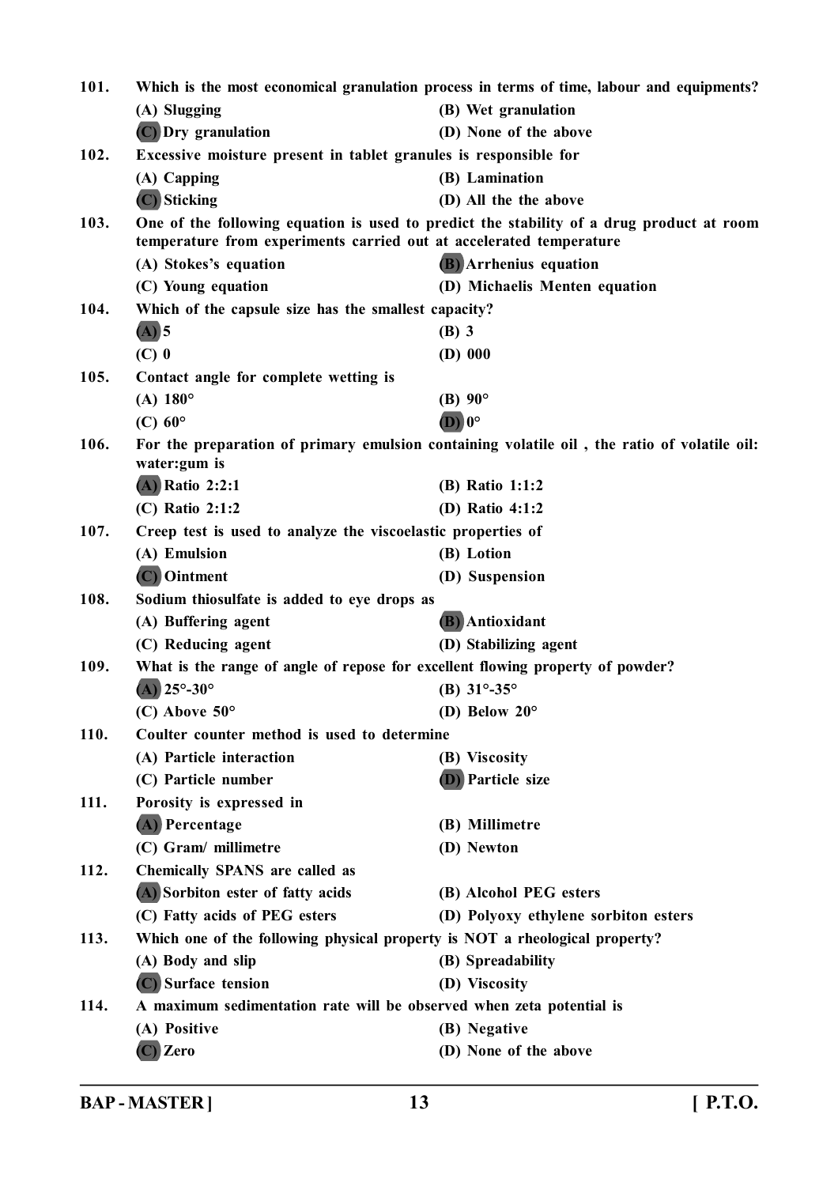101. Which is the most economical granulation process in terms of time, labour and equipments?

(A) Slugging
(B) Wet granulation
(C) Dry granulation
(D) None of the above

102. Excessive moisture present in tablet granules is responsible for

(A) Capping
(B) Lamination
(C) Sticking
(D) All the the above

103. One of the following equation is used to predict the stability of a drug product at room temperature from experiments carried out at accelerated temperature

(A) Stokes's equation
(B) Arrhenius equation
(C) Young equation
(D) Michaelis Menten equation

104. Which of the capsule size has the smallest capacity?

(A) 5
(B) 3
(C) 0
(D) 000

105. Contact angle for complete wetting is

(A) 180°
(B) 90°
(C) 60°
(D) 0°

106. For the preparation of primary emulsion containing volatile oil , the ratio of volatile oil: water:gum is

(A) Ratio 2:2:1
(B) Ratio 1:1:2
(C) Ratio 2:1:2
(D) Ratio 4:1:2

107. Creep test is used to analyze the viscoelastic properties of

(A) Emulsion
(B) Lotion
(C) Ointment
(D) Suspension

108. Sodium thiosulfate is added to eye drops as

(A) Buffering agent
(B) Antioxidant
(C) Reducing agent
(D) Stabilizing agent

109. What is the range of angle of repose for excellent flowing property of powder?

(A) 25°-30°
(B) 31°-35°
(C) Above 50°
(D) Below 20°

110. Coulter counter method is used to determine

(A) Particle interaction
(B) Viscosity
(C) Particle number
(D) Particle size

111. Porosity is expressed in

(A) Percentage
(B) Millimetre
(C) Gram/ millimetre
(D) Newton

112. Chemically SPANS are called as

(A) Sorbiton ester of fatty acids
(B) Alcohol PEG esters
(C) Fatty acids of PEG esters
(D) Polyoxy ethylene sorbiton esters

113. Which one of the following physical property is NOT a rheological property?

(A) Body and slip
(B) Spreadability
(C) Surface tension
(D) Viscosity

114. A maximum sedimentation rate will be observed when zeta potential is

(A) Positive
(B) Negative
(C) Zero
(D) None of the above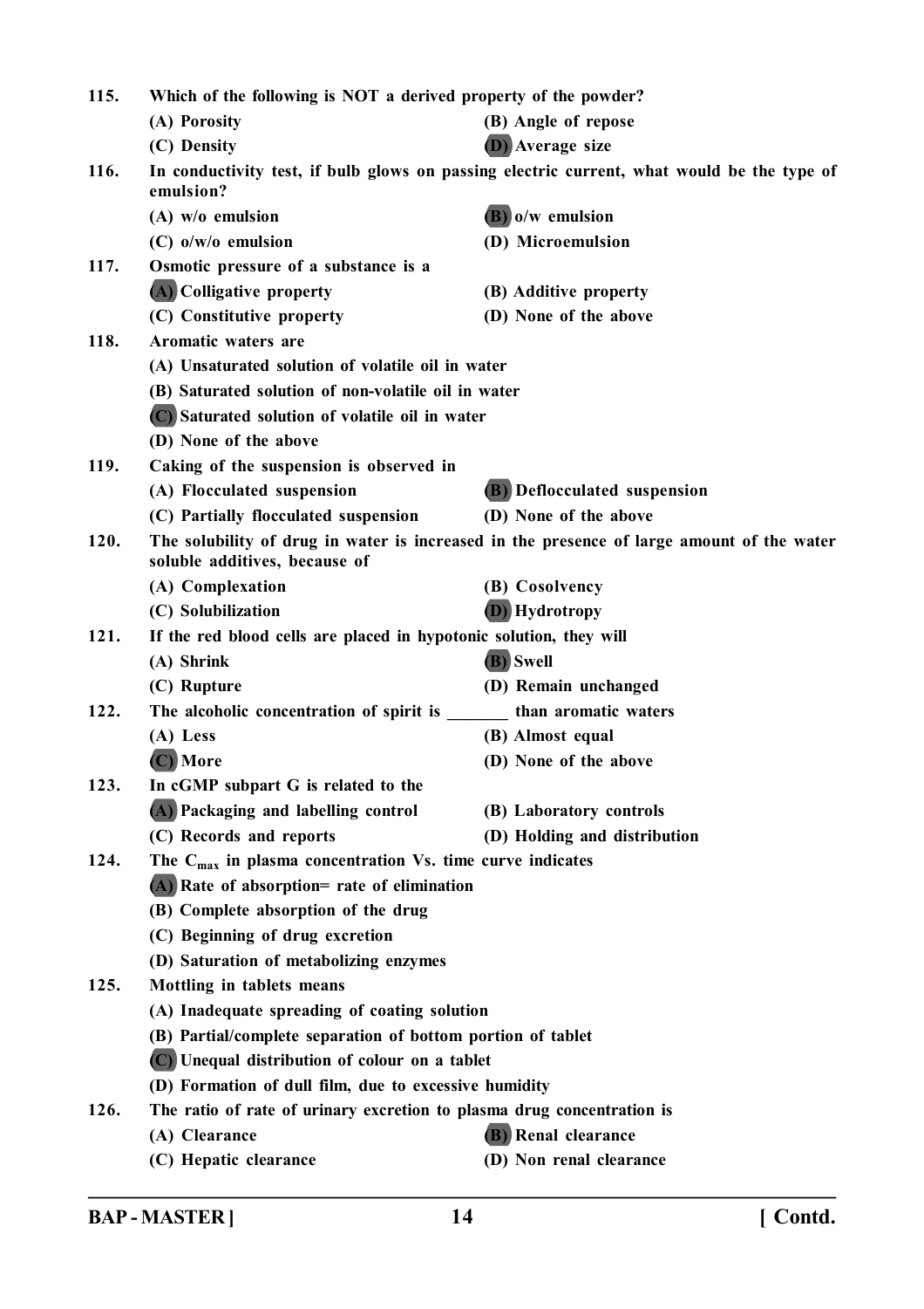115. **Which of the following is NOT a derived property of the powder?**

(A) Porosity (B) Angle of repose

(C) Density (D) Average size

116. **In conductivity test, if bulb glows on passing electric current, what would be the type of emulsion?**

(A) w/o emulsion (B) o/w emulsion

(C) o/w/o emulsion (D) Microemulsion

117. **Osmotic pressure of a substance is a**

(A) Colligative property (B) Additive property

(C) Constitutive property (D) None of the above

118. **Aromatic waters are**

(A) Unsaturated solution of volatile oil in water

(B) Saturated solution of non-volatile oil in water

(C) Saturated solution of volatile oil in water

(D) None of the above

119. **Caking of the suspension is observed in**

(A) Flocculated suspension (B) Deflocculated suspension

(C) Partially flocculated suspension (D) None of the above

120. **The solubility of drug in water is increased in the presence of large amount of the water soluble additives, because of**

(A) Complexation (B) Cosolvency

(C) Solubilization (D) Hydrotropy

121. **If the red blood cells are placed in hypotonic solution, they will**

(A) Shrink (B) Swell

(C) Rupture (D) Remain unchanged

122. **The alcoholic concentration of spirit is _______ than aromatic waters**

(A) Less (B) Almost equal

(C) More (D) None of the above

123. **In cGMP subpart G is related to the**

(A) Packaging and labelling control (B) Laboratory controls

(C) Records and reports (D) Holding and distribution

124. **The $C_{max}$ in plasma concentration Vs. time curve indicates**

(A) Rate of absorption= rate of elimination

(B) Complete absorption of the drug

(C) Beginning of drug excretion

(D) Saturation of metabolizing enzymes

125. **Mottling in tablets means**

(A) Inadequate spreading of coating solution

(B) Partial/complete separation of bottom portion of tablet

(C) Unequal distribution of colour on a tablet

(D) Formation of dull film, due to excessive humidity

126. **The ratio of rate of urinary excretion to plasma drug concentration is**

(A) Clearance (B) Renal clearance

(C) Hepatic clearance (D) Non renal clearance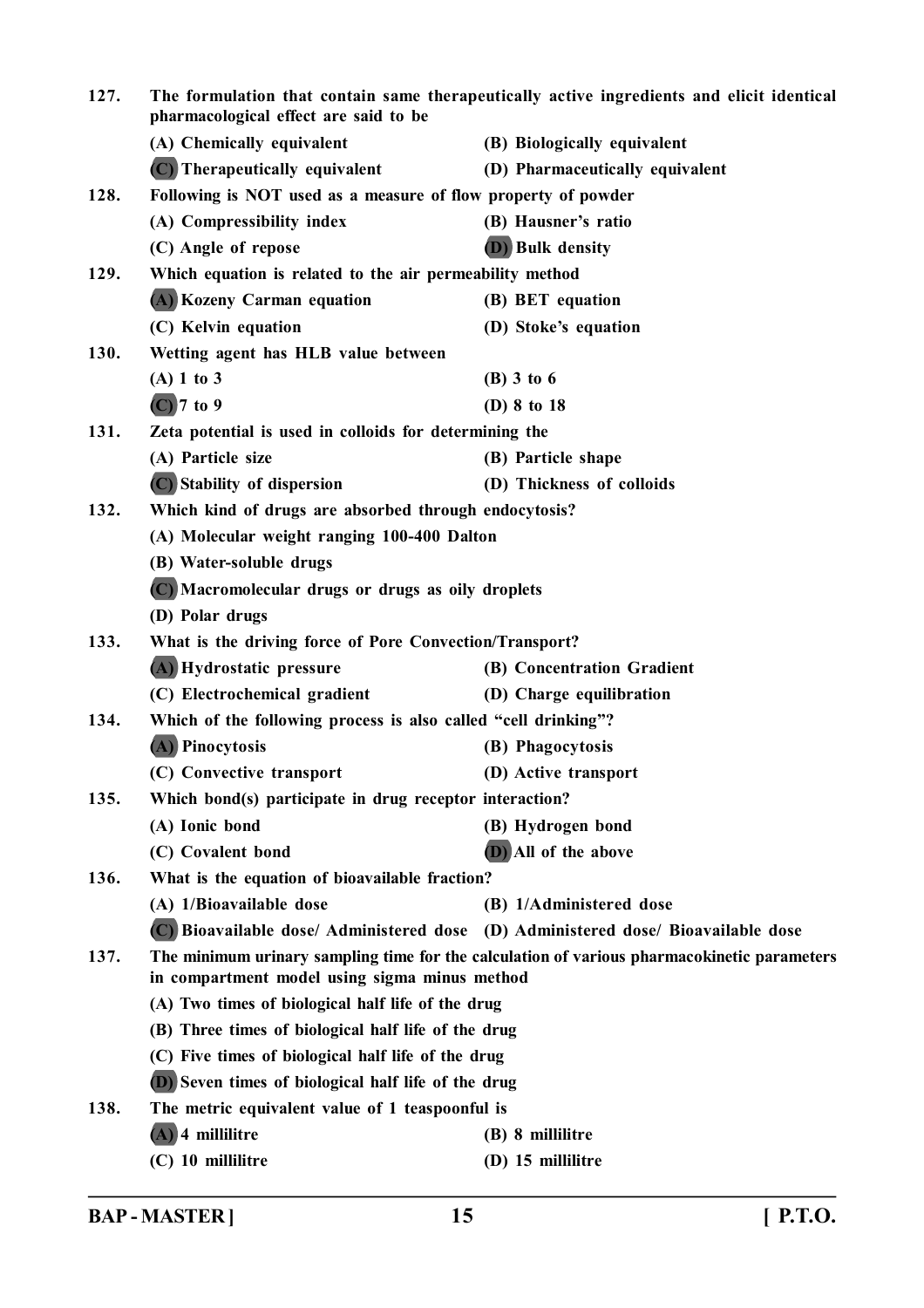127. The formulation that contain same therapeutically active ingredients and elicit identical pharmacological effect are said to be

(A) Chemically equivalent (B) Biologically equivalent

**(C)** Therapeutically equivalent (D) Pharmaceutically equivalent

128. Following is NOT used as a measure of flow property of powder

(A) Compressibility index (B) Hausner's ratio

(C) Angle of repose **(D)** Bulk density

129. Which equation is related to the air permeability method

**(A)** Kozeny Carman equation (B) BET equation

(C) Kelvin equation (D) Stoke's equation

130. Wetting agent has HLB value between

(A) 1 to 3 (B) 3 to 6

**(C)** 7 to 9 (D) 8 to 18

131. Zeta potential is used in colloids for determining the

(A) Particle size (B) Particle shape

**(C)** Stability of dispersion (D) Thickness of colloids

132. Which kind of drugs are absorbed through endocytosis?

(A) Molecular weight ranging 100-400 Dalton

(B) Water-soluble drugs

**(C)** Macromolecular drugs or drugs as oily droplets

(D) Polar drugs

133. What is the driving force of Pore Convection/Transport?

**(A)** Hydrostatic pressure (B) Concentration Gradient

(C) Electrochemical gradient (D) Charge equilibration

134. Which of the following process is also called "cell drinking"?

**(A)** Pinocytosis (B) Phagocytosis

(C) Convective transport (D) Active transport

135. Which bond(s) participate in drug receptor interaction?

(A) Ionic bond (B) Hydrogen bond

(C) Covalent bond **(D)** All of the above

136. What is the equation of bioavailable fraction?

(A) 1/Bioavailable dose (B) 1/Administered dose

**(C)** Bioavailable dose/ Administered dose (D) Administered dose/ Bioavailable dose

137. The minimum urinary sampling time for the calculation of various pharmacokinetic parameters in compartment model using sigma minus method

(A) Two times of biological half life of the drug

(B) Three times of biological half life of the drug

(C) Five times of biological half life of the drug

**(D)** Seven times of biological half life of the drug

138. The metric equivalent value of 1 teaspoonful is

**(A)** 4 millilitre (B) 8 millilitre

(C) 10 millilitre (D) 15 millilitre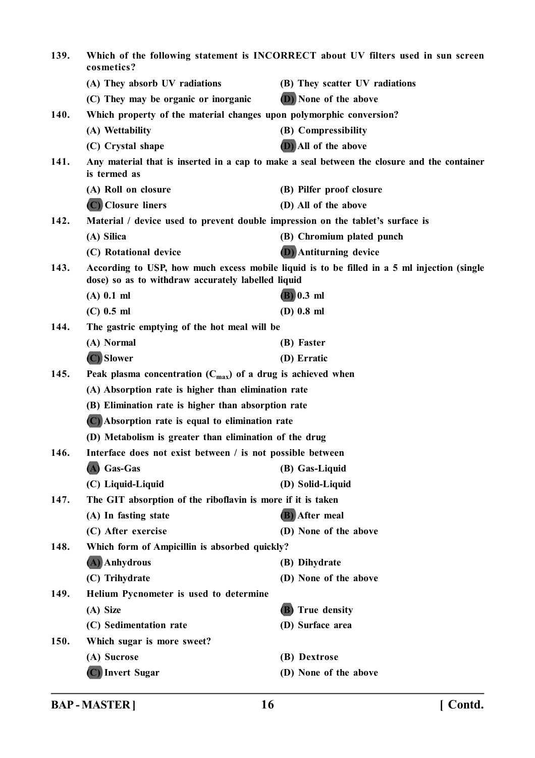139. Which of the following statement is INCORRECT about UV filters used in sun screen cosmetics?

(A) They absorb UV radiations
(B) They scatter UV radiations
(C) They may be organic or inorganic
**(D)** None of the above

140. Which property of the material changes upon polymorphic conversion?

(A) Wettability
(B) Compressibility
(C) Crystal shape
**(D)** All of the above

141. Any material that is inserted in a cap to make a seal between the closure and the container is termed as

(A) Roll on closure
(B) Pilfer proof closure
**(C)** Closure liners
(D) All of the above

142. Material / device used to prevent double impression on the tablet's surface is

(A) Silica
(B) Chromium plated punch
(C) Rotational device
**(D)** Antiturning device

143. According to USP, how much excess mobile liquid is to be filled in a 5 ml injection (single dose) so as to withdraw accurately labelled liquid

(A) 0.1 ml
**(B)** 0.3 ml
(C) 0.5 ml
(D) 0.8 ml

144. The gastric emptying of the hot meal will be

(A) Normal
(B) Faster
**(C)** Slower
(D) Erratic

145. Peak plasma concentration ($C_{max}$) of a drug is achieved when

(A) Absorption rate is higher than elimination rate
(B) Elimination rate is higher than absorption rate
**(C)** Absorption rate is equal to elimination rate
(D) Metabolism is greater than elimination of the drug

146. Interface does not exist between / is not possible between

**(A)** Gas-Gas
(B) Gas-Liquid
(C) Liquid-Liquid
(D) Solid-Liquid

147. The GIT absorption of the riboflavin is more if it is taken

(A) In fasting state
**(B)** After meal
(C) After exercise
(D) None of the above

148. Which form of Ampicillin is absorbed quickly?

**(A)** Anhydrous
(B) Dihydrate
(C) Trihydrate
(D) None of the above

149. Helium Pycnometer is used to determine

(A) Size
**(B)** True density
(C) Sedimentation rate
(D) Surface area

150. Which sugar is more sweet?

(A) Sucrose
(B) Dextrose
**(C)** Invert Sugar
(D) None of the above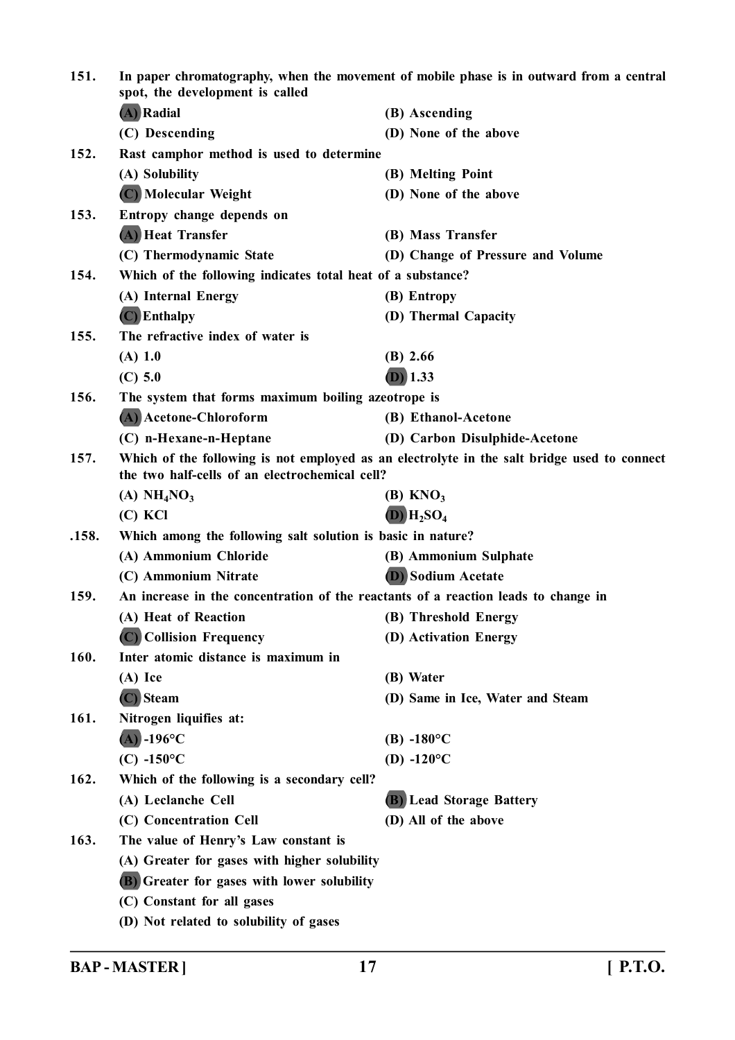151. In paper chromatography, when the movement of mobile phase is in outward from a central spot, the development is called

(A) Radial
(B) Ascending
(C) Descending
(D) None of the above

152. Rast camphor method is used to determine

(A) Solubility
(B) Melting Point
(C) Molecular Weight
(D) None of the above

153. Entropy change depends on

(A) Heat Transfer
(B) Mass Transfer
(C) Thermodynamic State
(D) Change of Pressure and Volume

154. Which of the following indicates total heat of a substance?

(A) Internal Energy
(B) Entropy
(C) Enthalpy
(D) Thermal Capacity

155. The refractive index of water is

(A) 1.0
(B) 2.66
(C) 5.0
(D) 1.33

156. The system that forms maximum boiling azeotrope is

(A) Acetone-Chloroform
(B) Ethanol-Acetone
(C) n-Hexane-n-Heptane
(D) Carbon Disulphide-Acetone

157. Which of the following is not employed as an electrolyte in the salt bridge used to connect the two half-cells of an electrochemical cell?

(A) $NH_4NO_3$
(B) $KNO_3$
(C) KCl
(D) $H_2SO_4$

.158. Which among the following salt solution is basic in nature?

(A) Ammonium Chloride
(B) Ammonium Sulphate
(C) Ammonium Nitrate
(D) Sodium Acetate

159. An increase in the concentration of the reactants of a reaction leads to change in

(A) Heat of Reaction
(B) Threshold Energy
(C) Collision Frequency
(D) Activation Energy

160. Inter atomic distance is maximum in

(A) Ice
(B) Water
(C) Steam
(D) Same in Ice, Water and Steam

161. Nitrogen liquifies at:

(A) -196°C
(B) -180°C
(C) -150°C
(D) -120°C

162. Which of the following is a secondary cell?

(A) Leclanche Cell
(B) Lead Storage Battery
(C) Concentration Cell
(D) All of the above

163. The value of Henry's Law constant is

(A) Greater for gases with higher solubility
(B) Greater for gases with lower solubility
(C) Constant for all gases
(D) Not related to solubility of gases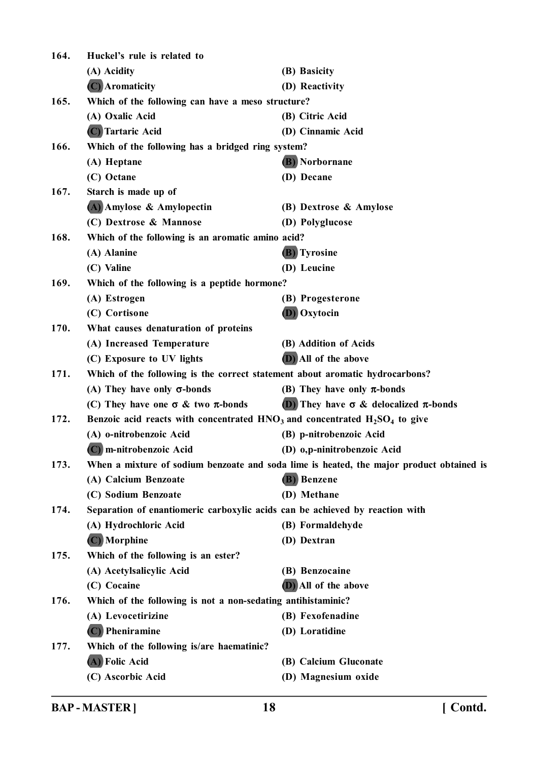164. **Huckel's rule is related to**

(A) Acidity (B) Basicity

(C) Aromaticity (D) Reactivity

165. **Which of the following can have a meso structure?**

(A) Oxalic Acid (B) Citric Acid

(C) Tartaric Acid (D) Cinnamic Acid

166. **Which of the following has a bridged ring system?**

(A) Heptane (B) Norbornane

(C) Octane (D) Decane

167. **Starch is made up of**

(A) Amylose & Amylopectin (B) Dextrose & Amylose

(C) Dextrose & Mannose (D) Polyglucose

168. **Which of the following is an aromatic amino acid?**

(A) Alanine (B) Tyrosine

(C) Valine (D) Leucine

169. **Which of the following is a peptide hormone?**

(A) Estrogen (B) Progesterone

(C) Cortisone (D) Oxytocin

170. **What causes denaturation of proteins**

(A) Increased Temperature (B) Addition of Acids

(C) Exposure to UV lights (D) All of the above

171. **Which of the following is the correct statement about aromatic hydrocarbons?**

(A) They have only $\sigma$-bonds (B) They have only $\pi$-bonds

(C) They have one $\sigma$ & two $\pi$-bonds (D) They have $\sigma$ & delocalized $\pi$-bonds

172. **Benzoic acid reacts with concentrated $HNO_3$ and concentrated $H_2SO_4$ to give**

(A) o-nitrobenzoic Acid (B) p-nitrobenzoic Acid

(C) m-nitrobenzoic Acid (D) o,p-ninitrobenzoic Acid

173. **When a mixture of sodium benzoate and soda lime is heated, the major product obtained is**

(A) Calcium Benzoate (B) Benzene

(C) Sodium Benzoate (D) Methane

174. **Separation of enantiomeric carboxylic acids can be achieved by reaction with**

(A) Hydrochloric Acid (B) Formaldehyde

(C) Morphine (D) Dextran

175. **Which of the following is an ester?**

(A) Acetylsalicylic Acid (B) Benzocaine

(C) Cocaine (D) All of the above

176. **Which of the following is not a non-sedating antihistaminic?**

(A) Levocetirizine (B) Fexofenadine

(C) Pheniramine (D) Loratidine

177. **Which of the following is/are haematinic?**

(A) Folic Acid (B) Calcium Gluconate

(C) Ascorbic Acid (D) Magnesium oxide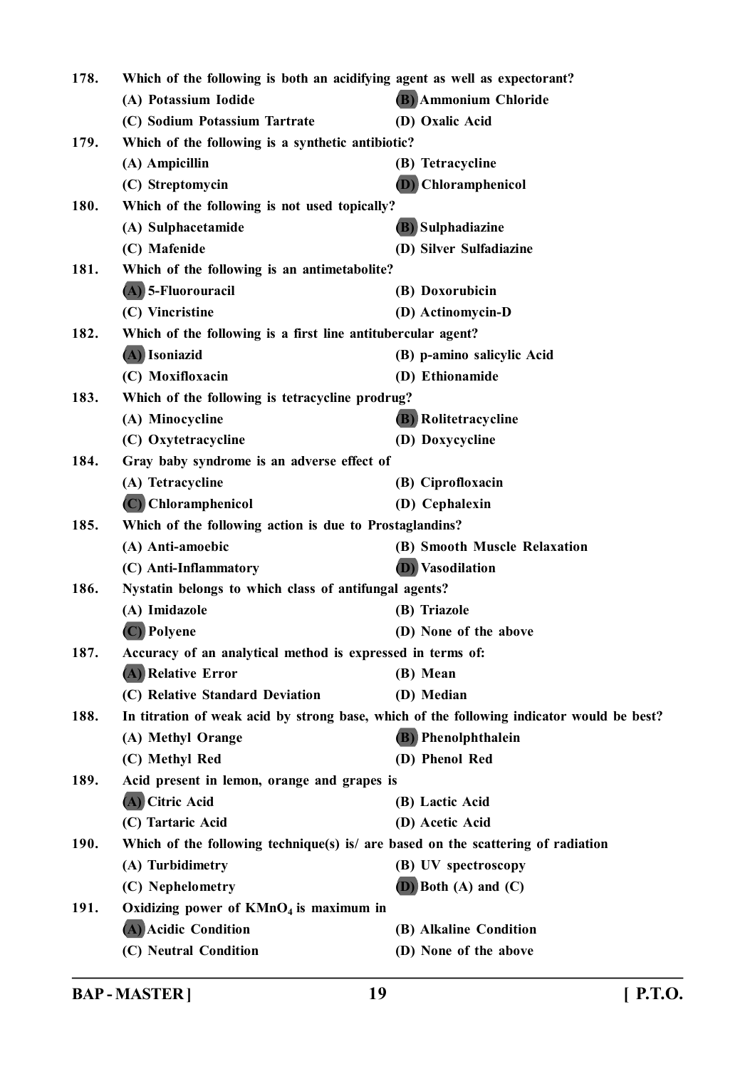178. **Which of the following is both an acidifying agent as well as expectorant?**
(A) Potassium Iodide
**(B) Ammonium Chloride**
(C) Sodium Potassium Tartrate
(D) Oxalic Acid

179. **Which of the following is a synthetic antibiotic?**
(A) Ampicillin
(B) Tetracycline
(C) Streptomycin
**(D) Chloramphenicol**

180. **Which of the following is not used topically?**
(A) Sulphacetamide
**(B) Sulphadiazine**
(C) Mafenide
(D) Silver Sulfadiazine

181. **Which of the following is an antimetabolite?**
**(A) 5-Fluorouracil**
(B) Doxorubicin
(C) Vincristine
(D) Actinomycin-D

182. **Which of the following is a first line antitubercular agent?**
**(A) Isoniazid**
(B) p-amino salicylic Acid
(C) Moxifloxacin
(D) Ethionamide

183. **Which of the following is tetracycline prodrug?**
(A) Minocycline
**(B) Rolitetracycline**
(C) Oxytetracycline
(D) Doxycycline

184. **Gray baby syndrome is an adverse effect of**
(A) Tetracycline
(B) Ciprofloxacin
**(C) Chloramphenicol**
(D) Cephalexin

185. **Which of the following action is due to Prostaglandins?**
(A) Anti-amoebic
(B) Smooth Muscle Relaxation
(C) Anti-Inflammatory
**(D) Vasodilation**

186. **Nystatin belongs to which class of antifungal agents?**
(A) Imidazole
(B) Triazole
**(C) Polyene**
(D) None of the above

187. **Accuracy of an analytical method is expressed in terms of:**
**(A) Relative Error**
(B) Mean
(C) Relative Standard Deviation
(D) Median

188. **In titration of weak acid by strong base, which of the following indicator would be best?**
(A) Methyl Orange
**(B) Phenolphthalein**
(C) Methyl Red
(D) Phenol Red

189. **Acid present in lemon, orange and grapes is**
**(A) Citric Acid**
(B) Lactic Acid
(C) Tartaric Acid
(D) Acetic Acid

190. **Which of the following technique(s) is/ are based on the scattering of radiation**
(A) Turbidimetry
(B) UV spectroscopy
(C) Nephelometry
**(D) Both (A) and (C)**

191. **Oxidizing power of $KMnO_4$ is maximum in**
**(A) Acidic Condition**
(B) Alkaline Condition
(C) Neutral Condition
(D) None of the above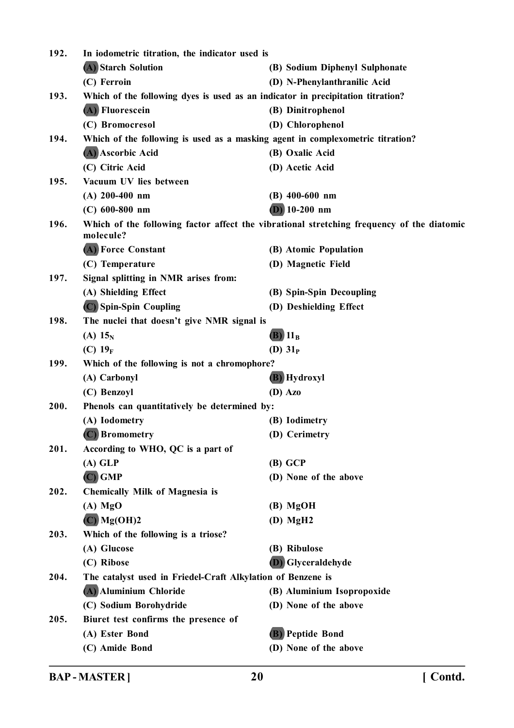**192.** In iodometric titration, the indicator used is

(A) Starch Solution
(B) Sodium Diphenyl Sulphonate
(C) Ferroin
(D) N-Phenylanthranilic Acid

**193.** Which of the following dyes is used as an indicator in precipitation titration?

(A) Fluorescein
(B) Dinitrophenol
(C) Bromocresol
(D) Chlorophenol

**194.** Which of the following is used as a masking agent in complexometric titration?

(A) Ascorbic Acid
(B) Oxalic Acid
(C) Citric Acid
(D) Acetic Acid

**195.** Vacuum UV lies between

(A) 200-400 nm
(B) 400-600 nm
(C) 600-800 nm
(D) 10-200 nm

**196.** Which of the following factor affect the vibrational stretching frequency of the diatomic molecule?

(A) Force Constant
(B) Atomic Population
(C) Temperature
(D) Magnetic Field

**197.** Signal splitting in NMR arises from:

(A) Shielding Effect
(B) Spin-Spin Decoupling
(C) Spin-Spin Coupling
(D) Deshielding Effect

**198.** The nuclei that doesn't give NMR signal is

(A) $15_N$
(B) $11_B$
(C) $19_F$
(D) $31_P$

**199.** Which of the following is not a chromophore?

(A) Carbonyl
(B) Hydroxyl
(C) Benzoyl
(D) Azo

**200.** Phenols can quantitatively be determined by:

(A) Iodometry
(B) Iodimetry
(C) Bromometry
(D) Cerimetry

**201.** According to WHO, QC is a part of

(A) GLP
(B) GCP
(C) GMP
(D) None of the above

**202.** Chemically Milk of Magnesia is

(A) MgO
(B) MgOH
(C) Mg(OH)2
(D) MgH2

**203.** Which of the following is a triose?

(A) Glucose
(B) Ribulose
(C) Ribose
(D) Glyceraldehyde

**204.** The catalyst used in Friedel-Craft Alkylation of Benzene is

(A) Aluminium Chloride
(B) Aluminium Isopropoxide
(C) Sodium Borohydride
(D) None of the above

**205.** Biuret test confirms the presence of

(A) Ester Bond
(B) Peptide Bond
(C) Amide Bond
(D) None of the above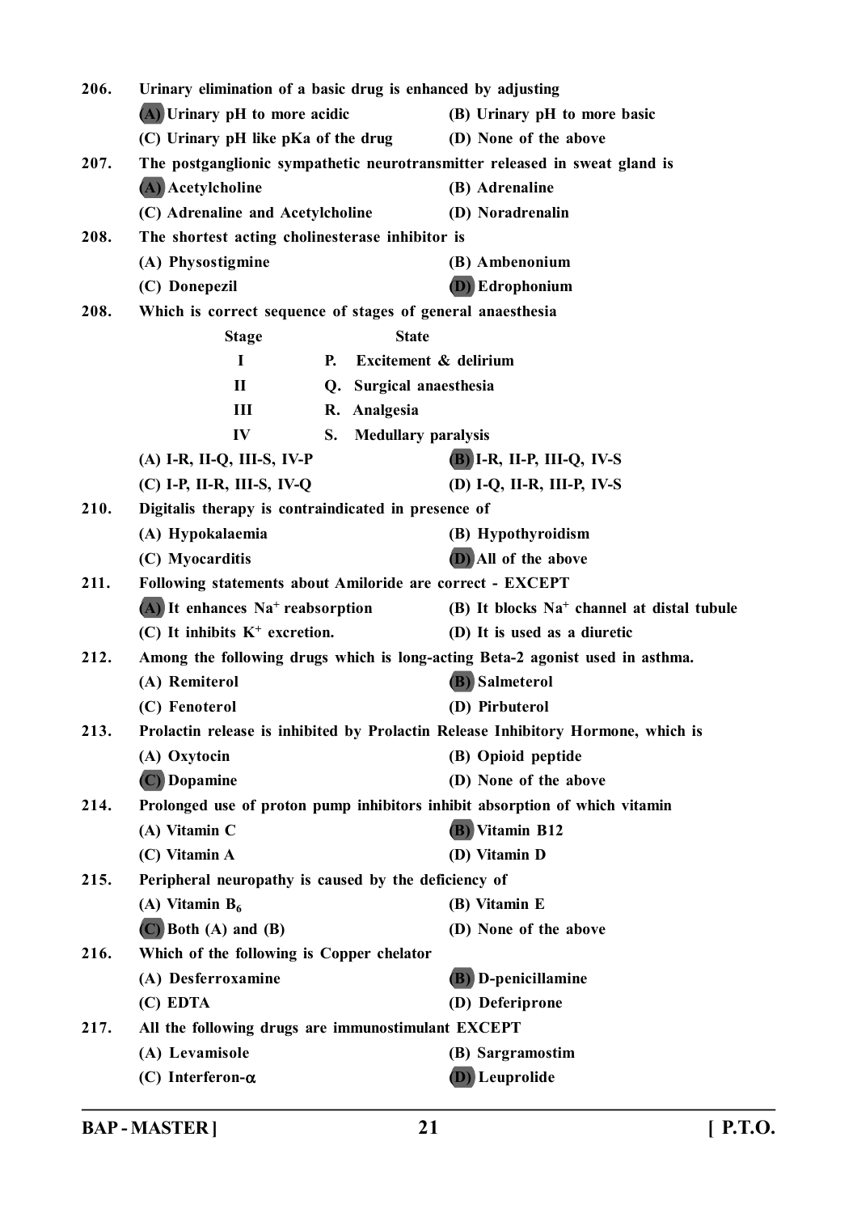206. Urinary elimination of a basic drug is enhanced by adjusting

(A) Urinary pH to more acidic
(B) Urinary pH to more basic
(C) Urinary pH like pKa of the drug
(D) None of the above

207. The postganglionic sympathetic neurotransmitter released in sweat gland is

(A) Acetylcholine
(B) Adrenaline
(C) Adrenaline and Acetylcholine
(D) Noradrenalin

208. The shortest acting cholinesterase inhibitor is

(A) Physostigmine
(B) Ambenonium
(C) Donepezil
(D) Edrophonium

208. Which is correct sequence of stages of general anaesthesia

| Stage | | State |
|---|---|---|
| I | P. | Excitement & delirium |
| II | Q. | Surgical anaesthesia |
| III | R. | Analgesia |
| IV | S. | Medullary paralysis |

(A) I-R, II-Q, III-S, IV-P
(B) I-R, II-P, III-Q, IV-S
(C) I-P, II-R, III-S, IV-Q
(D) I-Q, II-R, III-P, IV-S

210. Digitalis therapy is contraindicated in presence of

(A) Hypokalaemia
(B) Hypothyroidism
(C) Myocarditis
(D) All of the above

211. Following statements about Amiloride are correct - EXCEPT

(A) It enhances $Na^+$ reabsorption
(B) It blocks $Na^+$ channel at distal tubule
(C) It inhibits $K^+$ excretion.
(D) It is used as a diuretic

212. Among the following drugs which is long-acting Beta-2 agonist used in asthma.

(A) Remiterol
(B) Salmeterol
(C) Fenoterol
(D) Pirbuterol

213. Prolactin release is inhibited by Prolactin Release Inhibitory Hormone, which is

(A) Oxytocin
(B) Opioid peptide
(C) Dopamine
(D) None of the above

214. Prolonged use of proton pump inhibitors inhibit absorption of which vitamin

(A) Vitamin C
(B) Vitamin B12
(C) Vitamin A
(D) Vitamin D

215. Peripheral neuropathy is caused by the deficiency of

(A) Vitamin $B_6$
(B) Vitamin E
(C) Both (A) and (B)
(D) None of the above

216. Which of the following is Copper chelator

(A) Desferroxamine
(B) D-penicillamine
(C) EDTA
(D) Deferiprone

217. All the following drugs are immunostimulant EXCEPT

(A) Levamisole
(B) Sargramostim
(C) Interferon-$\alpha$
(D) Leuprolide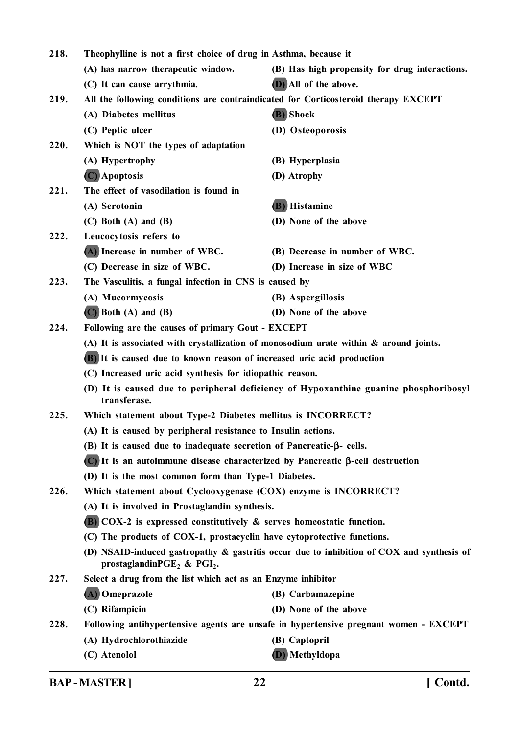218. Theophylline is not a first choice of drug in Asthma, because it

(A) has narrow therapeutic window.
(B) Has high propensity for drug interactions.
(C) It can cause arrythmia.
**(D)** All of the above.

219. All the following conditions are contraindicated for Corticosteroid therapy EXCEPT

(A) Diabetes mellitus
**(B)** Shock
(C) Peptic ulcer
(D) Osteoporosis

220. Which is NOT the types of adaptation

(A) Hypertrophy
(B) Hyperplasia
**(C)** Apoptosis
(D) Atrophy

221. The effect of vasodilation is found in

(A) Serotonin
**(B)** Histamine
(C) Both (A) and (B)
(D) None of the above

222. Leucocytosis refers to

**(A)** Increase in number of WBC.
(B) Decrease in number of WBC.
(C) Decrease in size of WBC.
(D) Increase in size of WBC

223. The Vasculitis, a fungal infection in CNS is caused by

(A) Mucormycosis
(B) Aspergillosis
**(C)** Both (A) and (B)
(D) None of the above

224. Following are the causes of primary Gout - EXCEPT

(A) It is associated with crystallization of monosodium urate within & around joints.
**(B)** It is caused due to known reason of increased uric acid production
(C) Increased uric acid synthesis for idiopathic reason.
(D) It is caused due to peripheral deficiency of Hypoxanthine guanine phosphoribosyl transferase.

225. Which statement about Type-2 Diabetes mellitus is INCORRECT?

(A) It is caused by peripheral resistance to Insulin actions.
(B) It is caused due to inadequate secretion of Pancreatic-β- cells.
**(C)** It is an autoimmune disease characterized by Pancreatic β-cell destruction
(D) It is the most common form than Type-1 Diabetes.

226. Which statement about Cyclooxygenase (COX) enzyme is INCORRECT?

(A) It is involved in Prostaglandin synthesis.
**(B)** COX-2 is expressed constitutively & serves homeostatic function.
(C) The products of COX-1, prostacyclin have cytoprotective functions.
(D) NSAID-induced gastropathy & gastritis occur due to inhibition of COX and synthesis of prostaglandinPGE$_2$ & PGI$_2$.

227. Select a drug from the list which act as an Enzyme inhibitor

**(A)** Omeprazole
(B) Carbamazepine
(C) Rifampicin
(D) None of the above

228. Following antihypertensive agents are unsafe in hypertensive pregnant women - EXCEPT

(A) Hydrochlorothiazide
(B) Captopril
(C) Atenolol
**(D)** Methyldopa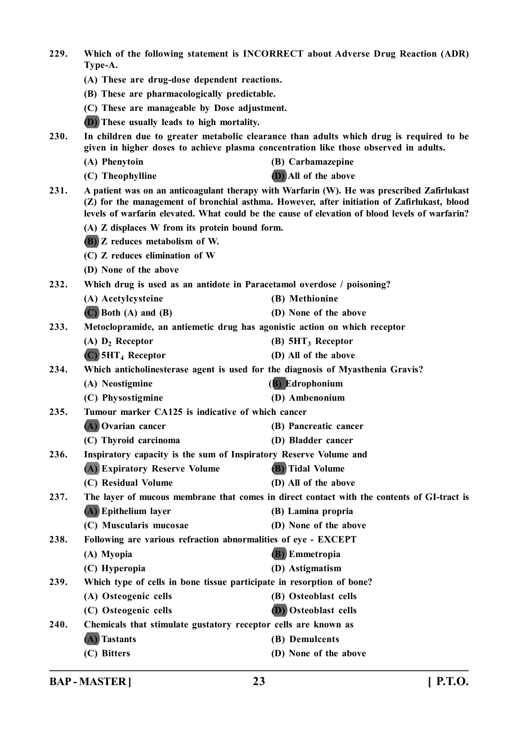229. **Which of the following statement is INCORRECT about Adverse Drug Reaction (ADR) Type-A.**

- (A) These are drug-dose dependent reactions.
- (B) These are pharmacologically predictable.
- (C) These are manageable by Dose adjustment.
- (D) These usually leads to high mortality.

230. **In children due to greater metabolic clearance than adults which drug is required to be given in higher doses to achieve plasma concentration like those observed in adults.**

- (A) Phenytoin
- (B) Carbamazepine
- (C) Theophylline
- (D) All of the above

231. **A patient was on an anticoagulant therapy with Warfarin (W). He was prescribed Zafirlukast (Z) for the management of bronchial asthma. However, after initiation of Zafirlukast, blood levels of warfarin elevated. What could be the cause of elevation of blood levels of warfarin?**

- (A) Z displaces W from its protein bound form.
- (B) Z reduces metabolism of W.
- (C) Z reduces elimination of W
- (D) None of the above

232. **Which drug is used as an antidote in Paracetamol overdose / poisoning?**

- (A) Acetylcysteine
- (B) Methionine
- (C) Both (A) and (B)
- (D) None of the above

233. **Metoclopramide, an antiemetic drug has agonistic action on which receptor**

- (A) $D_2$ Receptor
- (B) $5HT_3$ Receptor
- (C) $5HT_4$ Receptor
- (D) All of the above

234. **Which anticholinesterase agent is used for the diagnosis of Myasthenia Gravis?**

- (A) Neostigmine
- (B) Edrophonium
- (C) Physostigmine
- (D) Ambenonium

235. **Tumour marker CA125 is indicative of which cancer**

- (A) Ovarian cancer
- (B) Pancreatic cancer
- (C) Thyroid carcinoma
- (D) Bladder cancer

236. **Inspiratory capacity is the sum of Inspiratory Reserve Volume and**

- (A) Expiratory Reserve Volume
- (B) Tidal Volume
- (C) Residual Volume
- (D) All of the above

237. **The layer of mucous membrane that comes in direct contact with the contents of GI-tract is**

- (A) Epithelium layer
- (B) Lamina propria
- (C) Muscularis mucosae
- (D) None of the above

238. **Following are various refraction abnormalities of eye - EXCEPT**

- (A) Myopia
- (B) Emmetropia
- (C) Hyperopia
- (D) Astigmatism

239. **Which type of cells in bone tissue participate in resorption of bone?**

- (A) Osteogenic cells
- (B) Osteoblast cells
- (C) Osteogenic cells
- (D) Osteoblast cells

240. **Chemicals that stimulate gustatory receptor cells are known as**

- (A) Tastants
- (B) Demulcents
- (C) Bitters
- (D) None of the above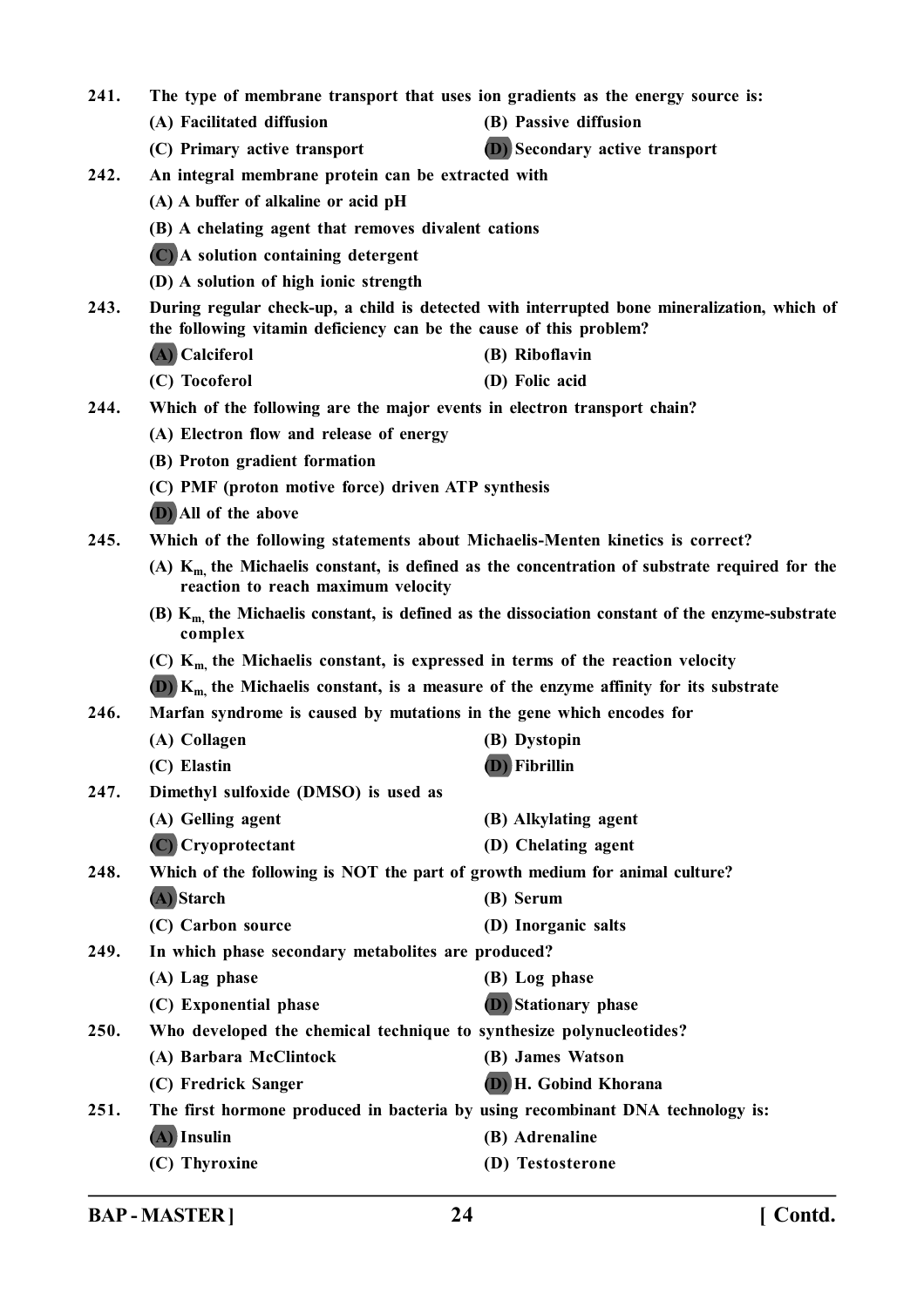241. The type of membrane transport that uses ion gradients as the energy source is:

(A) Facilitated diffusion
(B) Passive diffusion
(C) Primary active transport
**(D)** Secondary active transport

242. An integral membrane protein can be extracted with

(A) A buffer of alkaline or acid pH
(B) A chelating agent that removes divalent cations
**(C)** A solution containing detergent
(D) A solution of high ionic strength

243. During regular check-up, a child is detected with interrupted bone mineralization, which of the following vitamin deficiency can be the cause of this problem?

**(A)** Calciferol
(B) Riboflavin
(C) Tocoferol
(D) Folic acid

244. Which of the following are the major events in electron transport chain?

(A) Electron flow and release of energy
(B) Proton gradient formation
(C) PMF (proton motive force) driven ATP synthesis
**(D)** All of the above

245. Which of the following statements about Michaelis-Menten kinetics is correct?

(A) $K_m$, the Michaelis constant, is defined as the concentration of substrate required for the reaction to reach maximum velocity
(B) $K_m$, the Michaelis constant, is defined as the dissociation constant of the enzyme-substrate complex
(C) $K_m$, the Michaelis constant, is expressed in terms of the reaction velocity
**(D)** $K_m$, the Michaelis constant, is a measure of the enzyme affinity for its substrate

246. Marfan syndrome is caused by mutations in the gene which encodes for

(A) Collagen
(B) Dystopin
(C) Elastin
**(D)** Fibrillin

247. Dimethyl sulfoxide (DMSO) is used as

(A) Gelling agent
(B) Alkylating agent
**(C)** Cryoprotectant
(D) Chelating agent

248. Which of the following is NOT the part of growth medium for animal culture?

**(A)** Starch
(B) Serum
(C) Carbon source
(D) Inorganic salts

249. In which phase secondary metabolites are produced?

(A) Lag phase
(B) Log phase
(C) Exponential phase
**(D)** Stationary phase

250. Who developed the chemical technique to synthesize polynucleotides?

(A) Barbara McClintock
(B) James Watson
(C) Fredrick Sanger
**(D)** H. Gobind Khorana

251. The first hormone produced in bacteria by using recombinant DNA technology is:

**(A)** Insulin
(B) Adrenaline
(C) Thyroxine
(D) Testosterone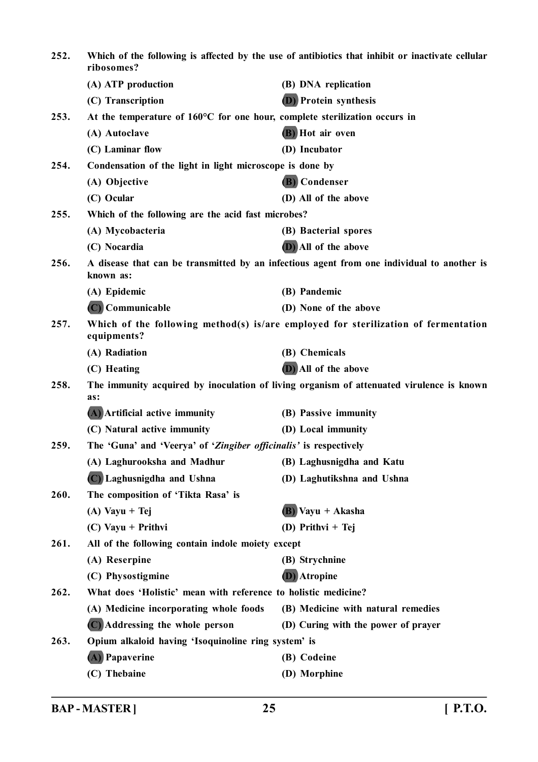252. **Which of the following is affected by the use of antibiotics that inhibit or inactivate cellular ribosomes?**

(A) ATP production
(B) DNA replication
(C) Transcription
(D) Protein synthesis

253. **At the temperature of 160°C for one hour, complete sterilization occurs in**

(A) Autoclave
(B) Hot air oven
(C) Laminar flow
(D) Incubator

254. **Condensation of the light in light microscope is done by**

(A) Objective
(B) Condenser
(C) Ocular
(D) All of the above

255. **Which of the following are the acid fast microbes?**

(A) Mycobacteria
(B) Bacterial spores
(C) Nocardia
(D) All of the above

256. **A disease that can be transmitted by an infectious agent from one individual to another is known as:**

(A) Epidemic
(B) Pandemic
(C) Communicable
(D) None of the above

257. **Which of the following method(s) is/are employed for sterilization of fermentation equipments?**

(A) Radiation
(B) Chemicals
(C) Heating
(D) All of the above

258. **The immunity acquired by inoculation of living organism of attenuated virulence is known as:**

(A) Artificial active immunity
(B) Passive immunity
(C) Natural active immunity
(D) Local immunity

259. **The 'Guna' and 'Veerya' of '*Zingiber officinalis*' is respectively**

(A) Laghurooksha and Madhur
(B) Laghusnigdha and Katu
(C) Laghusnigdha and Ushna
(D) Laghutikshna and Ushna

260. **The composition of 'Tikta Rasa' is**

(A) Vayu + Tej
(B) Vayu + Akasha
(C) Vayu + Prithvi
(D) Prithvi + Tej

261. **All of the following contain indole moiety except**

(A) Reserpine
(B) Strychnine
(C) Physostigmine
(D) Atropine

262. **What does 'Holistic' mean with reference to holistic medicine?**

(A) Medicine incorporating whole foods
(B) Medicine with natural remedies
(C) Addressing the whole person
(D) Curing with the power of prayer

263. **Opium alkaloid having 'Isoquinoline ring system' is**

(A) Papaverine
(B) Codeine
(C) Thebaine
(D) Morphine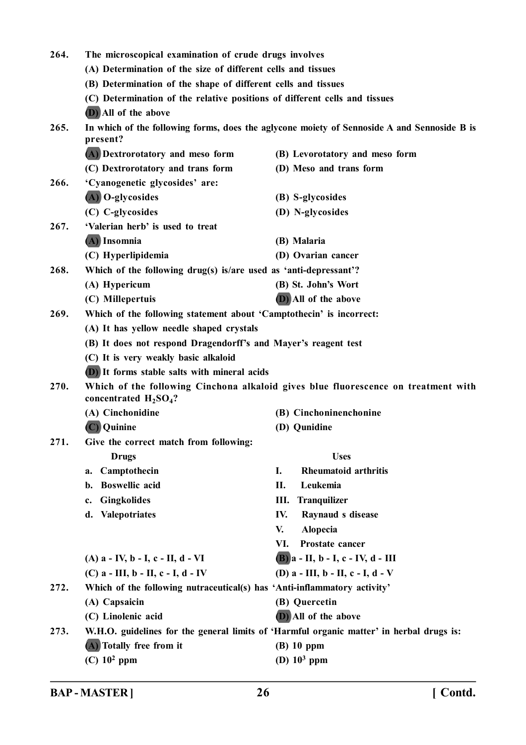264. The microscopical examination of crude drugs involves

(A) Determination of the size of different cells and tissues

(B) Determination of the shape of different cells and tissues

(C) Determination of the relative positions of different cells and tissues

(D) All of the above

265. In which of the following forms, does the aglycone moiety of Sennoside A and Sennoside B is present?

(A) Dextrorotatory and meso form (B) Levorotatory and meso form

(C) Dextrorotatory and trans form (D) Meso and trans form

266. 'Cyanogenetic glycosides' are:

(A) O-glycosides (B) S-glycosides

(C) C-glycosides (D) N-glycosides

267. 'Valerian herb' is used to treat

(A) Insomnia (B) Malaria

(C) Hyperlipidemia (D) Ovarian cancer

268. Which of the following drug(s) is/are used as 'anti-depressant'?

(A) Hypericum (B) St. John's Wort

(C) Millepertuis (D) All of the above

269. Which of the following statement about 'Camptothecin' is incorrect:

(A) It has yellow needle shaped crystals

(B) It does not respond Dragendorff's and Mayer's reagent test

(C) It is very weakly basic alkaloid

(D) It forms stable salts with mineral acids

270. Which of the following Cinchona alkaloid gives blue fluorescence on treatment with concentrated $H_2SO_4$?

(A) Cinchonidine (B) Cinchoninenchonine

(C) Quinine (D) Qunidine

271. Give the correct match from following:

| Drugs | Uses |
|---|---|
| a. Camptothecin | I. Rheumatoid arthritis |
| b. Boswellic acid | II. Leukemia |
| c. Gingkolides | III. Tranquilizer |
| d. Valepotriates | IV. Raynaud s disease |
| | V. Alopecia |
| | VI. Prostate cancer |

(A) a - IV, b - I, c - II, d - VI (B) a - II, b - I, c - IV, d - III

(C) a - III, b - II, c - I, d - IV (D) a - III, b - II, c - I, d - V

272. Which of the following nutraceutical(s) has 'Anti-inflammatory activity'

(A) Capsaicin (B) Quercetin

(C) Linolenic acid (D) All of the above

273. W.H.O. guidelines for the general limits of 'Harmful organic matter' in herbal drugs is:

(A) Totally free from it (B) 10 ppm

(C) $10^2$ ppm (D) $10^3$ ppm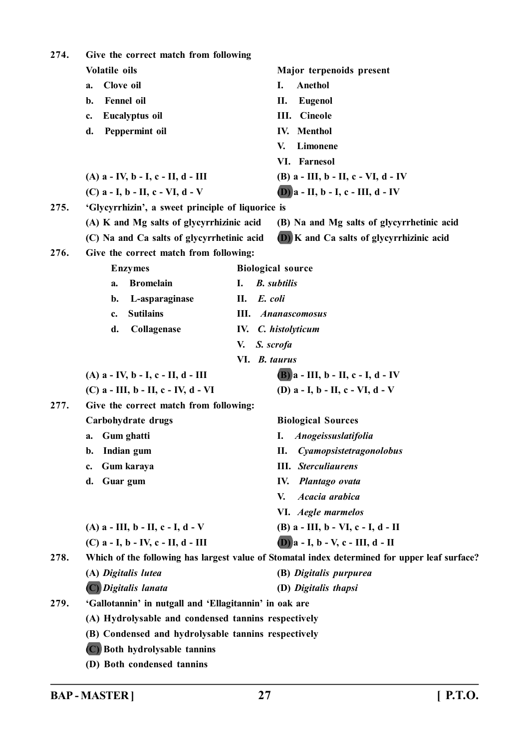**274.** Give the correct match from following

| Volatile oils | Major terpenoids present |
|---|---|
| a. Clove oil | I. Anethol |
| b. Fennel oil | II. Eugenol |
| c. Eucalyptus oil | III. Cineole |
| d. Peppermint oil | IV. Menthol |
| | V. Limonene |
| | VI. Farnesol |

(A) a - IV, b - I, c - II, d - III
(B) a - III, b - II, c - VI, d - IV
(C) a - I, b - II, c - VI, d - V
**(D)** a - II, b - I, c - III, d - IV

**275.** 'Glycyrrhizin', a sweet principle of liquorice is

(A) K and Mg salts of glycyrrhizinic acid
(B) Na and Mg salts of glycyrrhetinic acid
(C) Na and Ca salts of glycyrrhetinic acid
**(D)** K and Ca salts of glycyrrhizinic acid

**276.** Give the correct match from following:

| Enzymes | Biological source |
|---|---|
| a. Bromelain | I. *B. subtilis* |
| b. L-asparaginase | II. *E. coli* |
| c. Sutilains | III. *Ananascomosus* |
| d. Collagenase | IV. *C. histolyticum* |
| | V. *S. scrofa* |
| | VI. *B. taurus* |

(A) a - IV, b - I, c - II, d - III
**(B)** a - III, b - II, c - I, d - IV
(C) a - III, b - II, c - IV, d - VI
(D) a - I, b - II, c - VI, d - V

**277.** Give the correct match from following:

| Carbohydrate drugs | Biological Sources |
|---|---|
| a. Gum ghatti | I. *Anogeissuslatifolia* |
| b. Indian gum | II. *Cyamopsistetragonolobus* |
| c. Gum karaya | III. *Sterculiaurens* |
| d. Guar gum | IV. *Plantago ovata* |
| | V. *Acacia arabica* |
| | VI. *Aegle marmelos* |

(A) a - III, b - II, c - I, d - V
(B) a - III, b - VI, c - I, d - II
(C) a - I, b - IV, c - II, d - III
**(D)** a - I, b - V, c - III, d - II

**278.** Which of the following has largest value of Stomatal index determined for upper leaf surface?

(A) *Digitalis lutea*
(B) *Digitalis purpurea*
**(C)** *Digitalis lanata*
(D) *Digitalis thapsi*

**279.** 'Gallotannin' in nutgall and 'Ellagitannin' in oak are

(A) Hydrolysable and condensed tannins respectively
(B) Condensed and hydrolysable tannins respectively
**(C)** Both hydrolysable tannins
(D) Both condensed tannins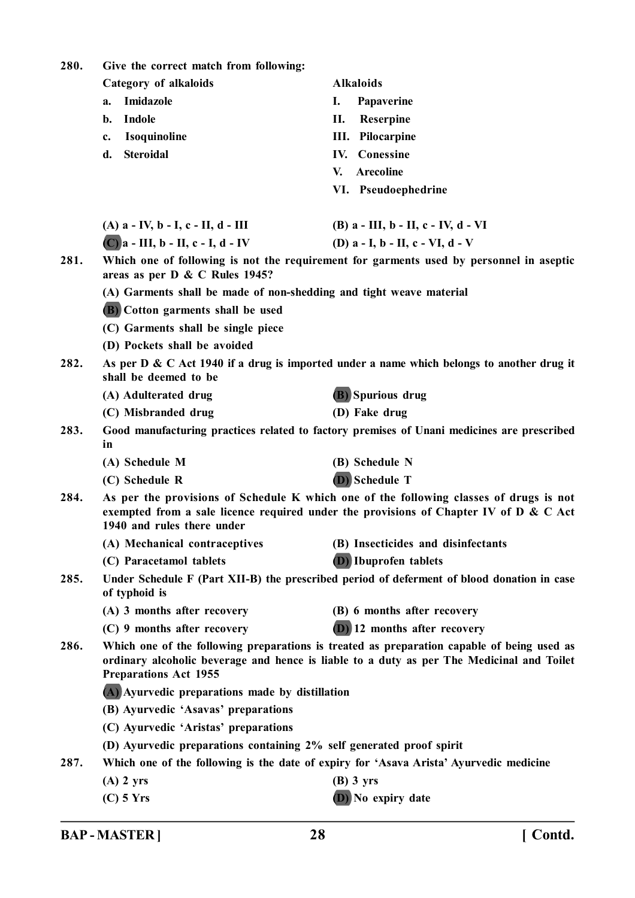280. Give the correct match from following:

| Category of alkaloids | Alkaloids |
|---|---|
| a. Imidazole | I. Papaverine |
| b. Indole | II. Reserpine |
| c. Isoquinoline | III. Pilocarpine |
| d. Steroidal | IV. Conessine |
| | V. Arecoline |
| | VI. Pseudoephedrine |

(A) a - IV, b - I, c - II, d - III
(B) a - III, b - II, c - IV, d - VI
**(C)** a - III, b - II, c - I, d - IV
(D) a - I, b - II, c - VI, d - V

281. Which one of following is not the requirement for garments used by personnel in aseptic areas as per D & C Rules 1945?

(A) Garments shall be made of non-shedding and tight weave material
**(B)** Cotton garments shall be used
(C) Garments shall be single piece
(D) Pockets shall be avoided

282. As per D & C Act 1940 if a drug is imported under a name which belongs to another drug it shall be deemed to be

(A) Adulterated drug
**(B)** Spurious drug
(C) Misbranded drug
(D) Fake drug

283. Good manufacturing practices related to factory premises of Unani medicines are prescribed in

(A) Schedule M
(B) Schedule N
(C) Schedule R
**(D)** Schedule T

284. As per the provisions of Schedule K which one of the following classes of drugs is not exempted from a sale licence required under the provisions of Chapter IV of D & C Act 1940 and rules there under

(A) Mechanical contraceptives
(B) Insecticides and disinfectants
(C) Paracetamol tablets
**(D)** Ibuprofen tablets

285. Under Schedule F (Part XII-B) the prescribed period of deferment of blood donation in case of typhoid is

(A) 3 months after recovery
(B) 6 months after recovery
(C) 9 months after recovery
**(D)** 12 months after recovery

286. Which one of the following preparations is treated as preparation capable of being used as ordinary alcoholic beverage and hence is liable to a duty as per The Medicinal and Toilet Preparations Act 1955

**(A)** Ayurvedic preparations made by distillation
(B) Ayurvedic 'Asavas' preparations
(C) Ayurvedic 'Aristas' preparations
(D) Ayurvedic preparations containing 2% self generated proof spirit

287. Which one of the following is the date of expiry for 'Asava Arista' Ayurvedic medicine

(A) 2 yrs
(B) 3 yrs
(C) 5 Yrs
**(D)** No expiry date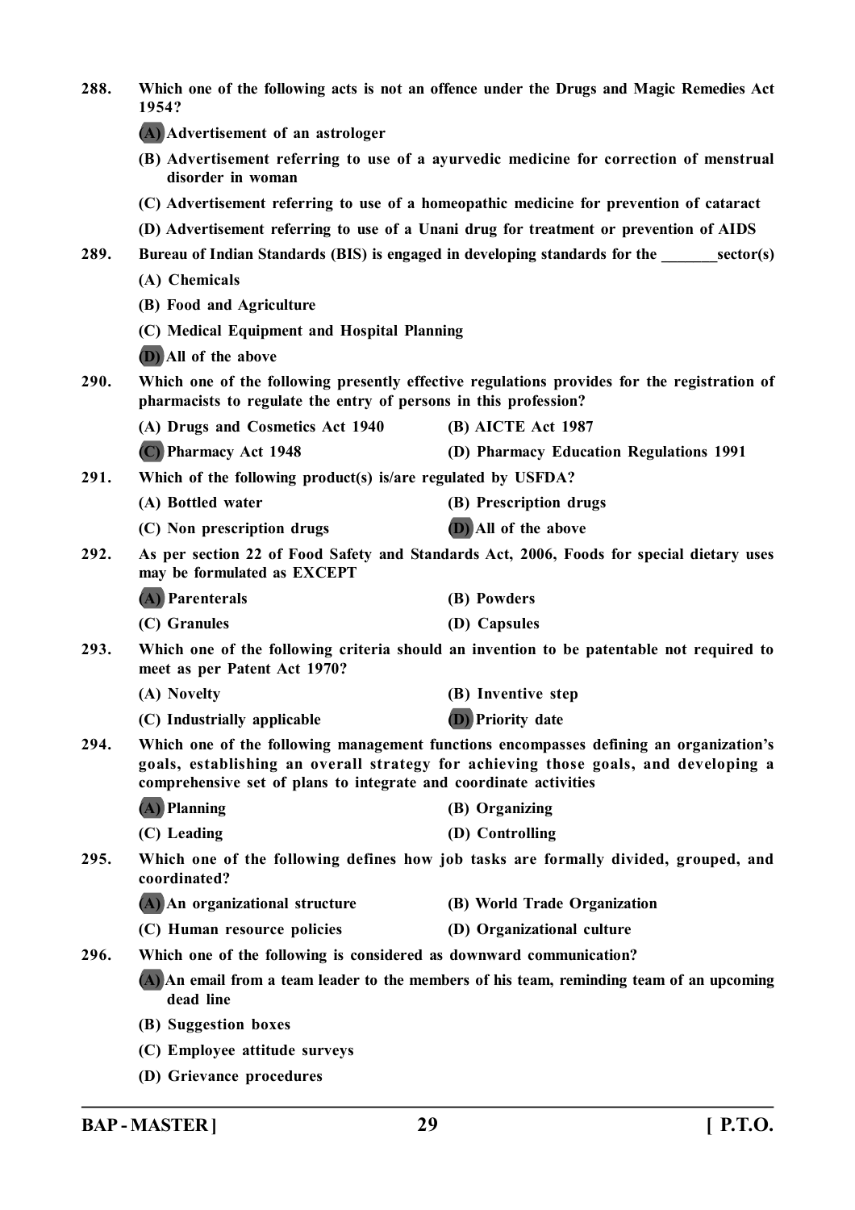**288. Which one of the following acts is not an offence under the Drugs and Magic Remedies Act 1954?**

**(A) Advertisement of an astrologer**

**(B) Advertisement referring to use of a ayurvedic medicine for correction of menstrual disorder in woman**

**(C) Advertisement referring to use of a homeopathic medicine for prevention of cataract**

**(D) Advertisement referring to use of a Unani drug for treatment or prevention of AIDS**

**289. Bureau of Indian Standards (BIS) is engaged in developing standards for the _______sector(s)**

**(A) Chemicals**

**(B) Food and Agriculture**

**(C) Medical Equipment and Hospital Planning**

**(D) All of the above**

**290. Which one of the following presently effective regulations provides for the registration of pharmacists to regulate the entry of persons in this profession?**

**(A) Drugs and Cosmetics Act 1940**

**(B) AICTE Act 1987**

**(C) Pharmacy Act 1948**

**(D) Pharmacy Education Regulations 1991**

**291. Which of the following product(s) is/are regulated by USFDA?**

**(A) Bottled water**

**(B) Prescription drugs**

**(C) Non prescription drugs**

**(D) All of the above**

**292. As per section 22 of Food Safety and Standards Act, 2006, Foods for special dietary uses may be formulated as EXCEPT**

**(A) Parenterals**

**(B) Powders**

**(C) Granules**

**(D) Capsules**

**293. Which one of the following criteria should an invention to be patentable not required to meet as per Patent Act 1970?**

**(A) Novelty**

**(B) Inventive step**

**(C) Industrially applicable**

**(D) Priority date**

**294. Which one of the following management functions encompasses defining an organization's goals, establishing an overall strategy for achieving those goals, and developing a comprehensive set of plans to integrate and coordinate activities**

**(A) Planning**

**(B) Organizing**

**(C) Leading**

**(D) Controlling**

**295. Which one of the following defines how job tasks are formally divided, grouped, and coordinated?**

**(A) An organizational structure**

**(B) World Trade Organization**

**(C) Human resource policies**

**(D) Organizational culture**

**296. Which one of the following is considered as downward communication?**

**(A) An email from a team leader to the members of his team, reminding team of an upcoming dead line**

**(B) Suggestion boxes**

**(C) Employee attitude surveys**

**(D) Grievance procedures**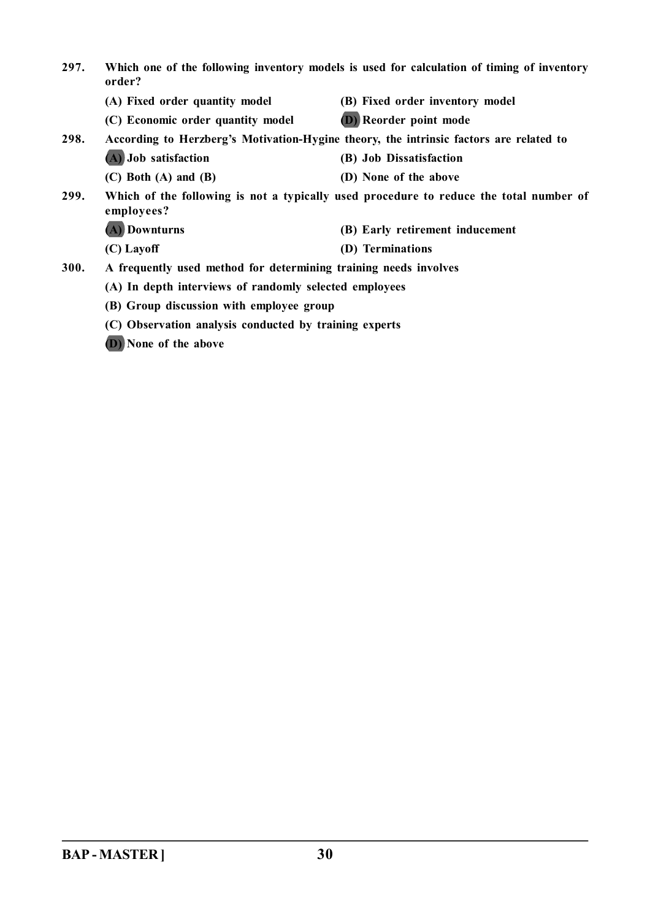**297.** **Which one of the following inventory models is used for calculation of timing of inventory order?**

**(A) Fixed order quantity model** **(B) Fixed order inventory model**

**(C) Economic order quantity model** **(D) Reorder point mode**

**298.** **According to Herzberg's Motivation-Hygine theory, the intrinsic factors are related to**

**(A) Job satisfaction** **(B) Job Dissatisfaction**

**(C) Both (A) and (B)** **(D) None of the above**

**299.** **Which of the following is not a typically used procedure to reduce the total number of employees?**

**(A) Downturns** **(B) Early retirement inducement**

**(C) Layoff** **(D) Terminations**

**300.** **A frequently used method for determining training needs involves**

**(A) In depth interviews of randomly selected employees**

**(B) Group discussion with employee group**

**(C) Observation analysis conducted by training experts**

**(D) None of the above**

**BAP - MASTER ]**